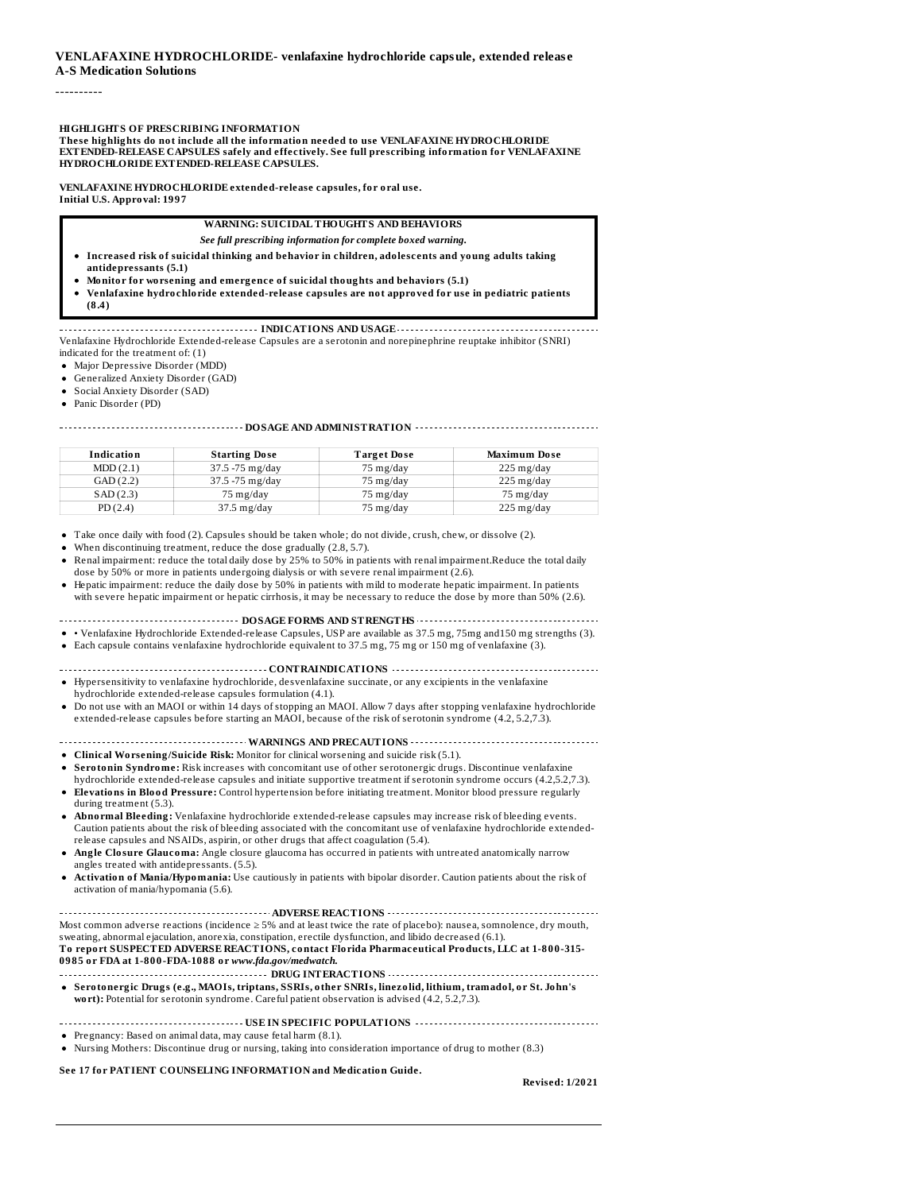**VENLAFAXINE HYDROCHLORIDE- venlafaxine hydrochloride capsule, extended release**
**A-S Medication Solutions**

----------

**HIGHLIGHTS OF PRESCRIBING INFORMATION**
**These highlights do not include all the information needed to use VENLAFAXINE HYDROCHLORIDE EXTENDED-RELEASE CAPSULES safely and effectively. See full prescribing information for VENLAFAXINE HYDROCHLORIDE EXTENDED-RELEASE CAPSULES.**

**VENLAFAXINE HYDROCHLORIDE extended-release capsules, for oral use.**
**Initial U.S. Approval: 1997**

**WARNING: SUICIDAL THOUGHTS AND BEHAVIORS**

***See full prescribing information for complete boxed warning.***

- **Increased risk of suicidal thinking and behavior in children, adolescents and young adults taking antidepressants (5.1)**
- **Monitor for worsening and emergence of suicidal thoughts and behaviors (5.1)**
- **Venlafaxine hydrochloride extended-release capsules are not approved for use in pediatric patients (8.4)**

**INDICATIONS AND USAGE**

Venlafaxine Hydrochloride Extended-release Capsules are a serotonin and norepinephrine reuptake inhibitor (SNRI) indicated for the treatment of: (1)

- Major Depressive Disorder (MDD)
- Generalized Anxiety Disorder (GAD)
- Social Anxiety Disorder (SAD)
- Panic Disorder (PD)

**DOSAGE AND ADMINISTRATION**

| Indication | Starting Dose | Target Dose | Maximum Dose |
|---|---|---|---|
| MDD (2.1) | 37.5 -75 mg/day | 75 mg/day | 225 mg/day |
| GAD (2.2) | 37.5 -75 mg/day | 75 mg/day | 225 mg/day |
| SAD (2.3) | 75 mg/day | 75 mg/day | 75 mg/day |
| PD (2.4) | 37.5 mg/day | 75 mg/day | 225 mg/day |

- Take once daily with food (2). Capsules should be taken whole; do not divide, crush, chew, or dissolve (2).
- When discontinuing treatment, reduce the dose gradually (2.8, 5.7).
- Renal impairment: reduce the total daily dose by 25% to 50% in patients with renal impairment.Reduce the total daily dose by 50% or more in patients undergoing dialysis or with severe renal impairment (2.6).
- Hepatic impairment: reduce the daily dose by 50% in patients with mild to moderate hepatic impairment. In patients with severe hepatic impairment or hepatic cirrhosis, it may be necessary to reduce the dose by more than 50% (2.6).

**DOSAGE FORMS AND STRENGTHS**

- • Venlafaxine Hydrochloride Extended-release Capsules, USP are available as 37.5 mg, 75mg and150 mg strengths (3).
- Each capsule contains venlafaxine hydrochloride equivalent to 37.5 mg, 75 mg or 150 mg of venlafaxine (3).

**CONTRAINDICATIONS**

- Hypersensitivity to venlafaxine hydrochloride, desvenlafaxine succinate, or any excipients in the venlafaxine hydrochloride extended-release capsules formulation (4.1).
- Do not use with an MAOI or within 14 days of stopping an MAOI. Allow 7 days after stopping venlafaxine hydrochloride extended-release capsules before starting an MAOI, because of the risk of serotonin syndrome (4.2, 5.2,7.3).

**WARNINGS AND PRECAUTIONS**

- **Clinical Worsening/Suicide Risk:** Monitor for clinical worsening and suicide risk (5.1).
- **Serotonin Syndrome:** Risk increases with concomitant use of other serotonergic drugs. Discontinue venlafaxine hydrochloride extended-release capsules and initiate supportive treatment if serotonin syndrome occurs (4.2,5.2,7.3).
- **Elevations in Blood Pressure:** Control hypertension before initiating treatment. Monitor blood pressure regularly during treatment (5.3).
- **Abnormal Bleeding:** Venlafaxine hydrochloride extended-release capsules may increase risk of bleeding events. Caution patients about the risk of bleeding associated with the concomitant use of venlafaxine hydrochloride extended-release capsules and NSAIDs, aspirin, or other drugs that affect coagulation (5.4).
- **Angle Closure Glaucoma:** Angle closure glaucoma has occurred in patients with untreated anatomically narrow angles treated with antidepressants. (5.5).
- **Activation of Mania/Hypomania:** Use cautiously in patients with bipolar disorder. Caution patients about the risk of activation of mania/hypomania (5.6).

**ADVERSE REACTIONS**

Most common adverse reactions (incidence ≥ 5% and at least twice the rate of placebo): nausea, somnolence, dry mouth, sweating, abnormal ejaculation, anorexia, constipation, erectile dysfunction, and libido decreased (6.1).
**To report SUSPECTED ADVERSE REACTIONS, contact Florida Pharmaceutical Products, LLC at 1-800-315-0985 or FDA at 1-800-FDA-1088 or *www.fda.gov/medwatch.***

**DRUG INTERACTIONS**

- **Serotonergic Drugs (e.g., MAOIs, triptans, SSRIs, other SNRIs, linezolid, lithium, tramadol, or St. John's wort):** Potential for serotonin syndrome. Careful patient observation is advised (4.2, 5.2,7.3).

**USE IN SPECIFIC POPULATIONS**

- Pregnancy: Based on animal data, may cause fetal harm (8.1).
- Nursing Mothers: Discontinue drug or nursing, taking into consideration importance of drug to mother (8.3)

**See 17 for PATIENT COUNSELING INFORMATION and Medication Guide.**

**Revised: 1/2021**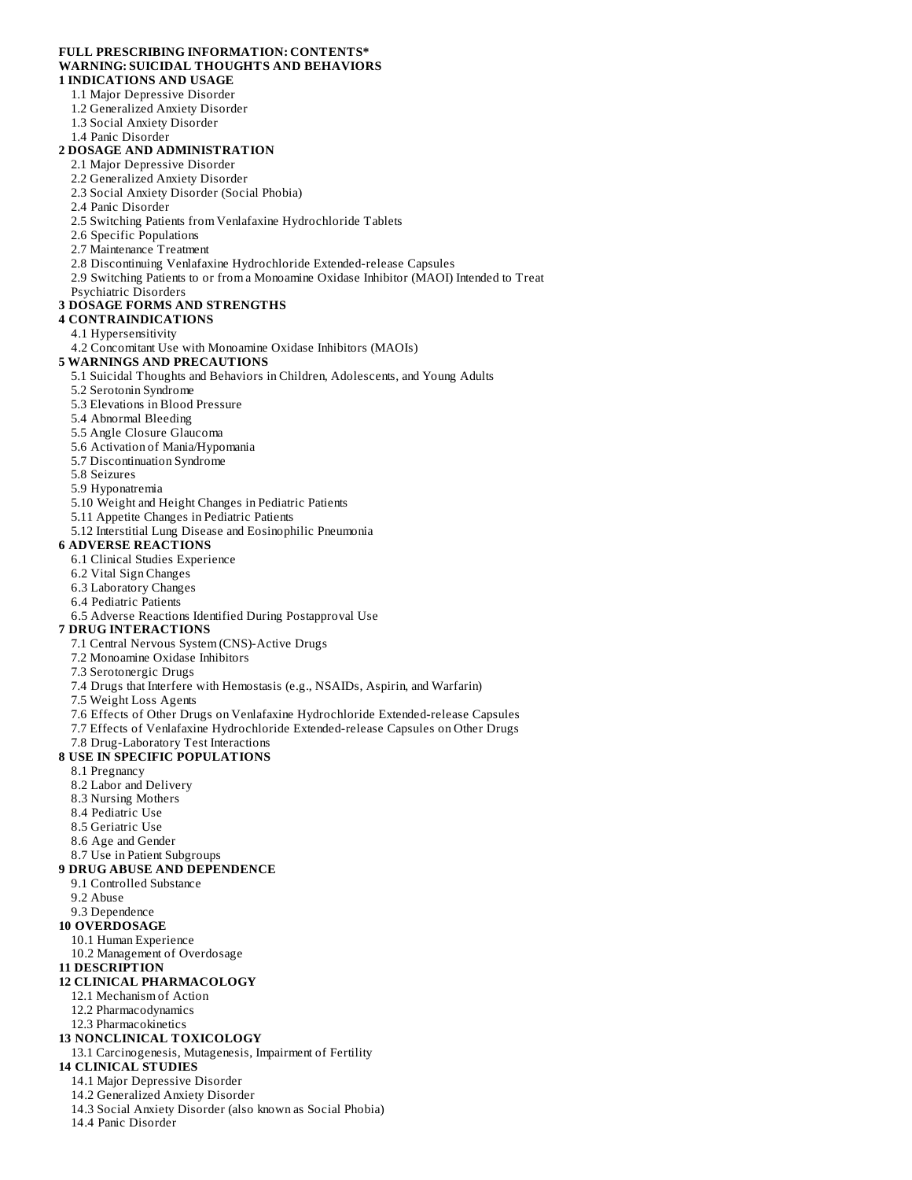**FULL PRESCRIBING INFORMATION: CONTENTS***

**WARNING: SUICIDAL THOUGHTS AND BEHAVIORS**

**1 INDICATIONS AND USAGE**
- 1.1 Major Depressive Disorder
- 1.2 Generalized Anxiety Disorder
- 1.3 Social Anxiety Disorder
- 1.4 Panic Disorder

**2 DOSAGE AND ADMINISTRATION**
- 2.1 Major Depressive Disorder
- 2.2 Generalized Anxiety Disorder
- 2.3 Social Anxiety Disorder (Social Phobia)
- 2.4 Panic Disorder
- 2.5 Switching Patients from Venlafaxine Hydrochloride Tablets
- 2.6 Specific Populations
- 2.7 Maintenance Treatment
- 2.8 Discontinuing Venlafaxine Hydrochloride Extended-release Capsules
- 2.9 Switching Patients to or from a Monoamine Oxidase Inhibitor (MAOI) Intended to Treat Psychiatric Disorders

**3 DOSAGE FORMS AND STRENGTHS**

**4 CONTRAINDICATIONS**
- 4.1 Hypersensitivity
- 4.2 Concomitant Use with Monoamine Oxidase Inhibitors (MAOIs)

**5 WARNINGS AND PRECAUTIONS**
- 5.1 Suicidal Thoughts and Behaviors in Children, Adolescents, and Young Adults
- 5.2 Serotonin Syndrome
- 5.3 Elevations in Blood Pressure
- 5.4 Abnormal Bleeding
- 5.5 Angle Closure Glaucoma
- 5.6 Activation of Mania/Hypomania
- 5.7 Discontinuation Syndrome
- 5.8 Seizures
- 5.9 Hyponatremia
- 5.10 Weight and Height Changes in Pediatric Patients
- 5.11 Appetite Changes in Pediatric Patients
- 5.12 Interstitial Lung Disease and Eosinophilic Pneumonia

**6 ADVERSE REACTIONS**
- 6.1 Clinical Studies Experience
- 6.2 Vital Sign Changes
- 6.3 Laboratory Changes
- 6.4 Pediatric Patients
- 6.5 Adverse Reactions Identified During Postapproval Use

**7 DRUG INTERACTIONS**
- 7.1 Central Nervous System (CNS)-Active Drugs
- 7.2 Monoamine Oxidase Inhibitors
- 7.3 Serotonergic Drugs
- 7.4 Drugs that Interfere with Hemostasis (e.g., NSAIDs, Aspirin, and Warfarin)
- 7.5 Weight Loss Agents
- 7.6 Effects of Other Drugs on Venlafaxine Hydrochloride Extended-release Capsules
- 7.7 Effects of Venlafaxine Hydrochloride Extended-release Capsules on Other Drugs
- 7.8 Drug-Laboratory Test Interactions

**8 USE IN SPECIFIC POPULATIONS**
- 8.1 Pregnancy
- 8.2 Labor and Delivery
- 8.3 Nursing Mothers
- 8.4 Pediatric Use
- 8.5 Geriatric Use
- 8.6 Age and Gender
- 8.7 Use in Patient Subgroups

**9 DRUG ABUSE AND DEPENDENCE**
- 9.1 Controlled Substance
- 9.2 Abuse
- 9.3 Dependence

**10 OVERDOSAGE**
- 10.1 Human Experience
- 10.2 Management of Overdosage

**11 DESCRIPTION**

**12 CLINICAL PHARMACOLOGY**
- 12.1 Mechanism of Action
- 12.2 Pharmacodynamics
- 12.3 Pharmacokinetics

**13 NONCLINICAL TOXICOLOGY**
- 13.1 Carcinogenesis, Mutagenesis, Impairment of Fertility

**14 CLINICAL STUDIES**
- 14.1 Major Depressive Disorder
- 14.2 Generalized Anxiety Disorder
- 14.3 Social Anxiety Disorder (also known as Social Phobia)
- 14.4 Panic Disorder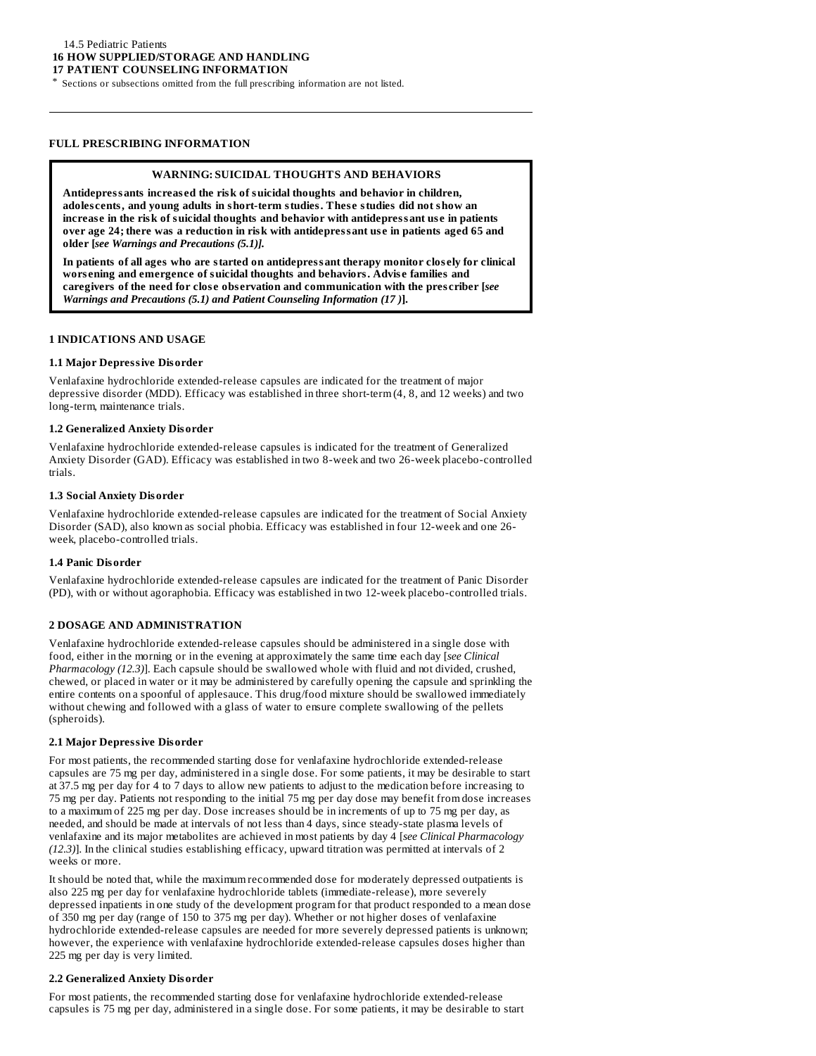14.5 Pediatric Patients
**16 HOW SUPPLIED/STORAGE AND HANDLING**
**17 PATIENT COUNSELING INFORMATION**
* Sections or subsections omitted from the full prescribing information are not listed.

---

## FULL PRESCRIBING INFORMATION

> **WARNING: SUICIDAL THOUGHTS AND BEHAVIORS**
>
> **Antidepressants increased the risk of suicidal thoughts and behavior in children, adolescents, and young adults in short-term studies. These studies did not show an increase in the risk of suicidal thoughts and behavior with antidepressant use in patients over age 24; there was a reduction in risk with antidepressant use in patients aged 65 and older [*see Warnings and Precautions (5.1)*].**
>
> **In patients of all ages who are started on antidepressant therapy monitor closely for clinical worsening and emergence of suicidal thoughts and behaviors. Advise families and caregivers of the need for close observation and communication with the prescriber [*see Warnings and Precautions (5.1) and Patient Counseling Information (17 )*].**

## 1 INDICATIONS AND USAGE

### 1.1 Major Depressive Disorder

Venlafaxine hydrochloride extended-release capsules are indicated for the treatment of major depressive disorder (MDD). Efficacy was established in three short-term (4, 8, and 12 weeks) and two long-term, maintenance trials.

### 1.2 Generalized Anxiety Disorder

Venlafaxine hydrochloride extended-release capsules is indicated for the treatment of Generalized Anxiety Disorder (GAD). Efficacy was established in two 8-week and two 26-week placebo-controlled trials.

### 1.3 Social Anxiety Disorder

Venlafaxine hydrochloride extended-release capsules are indicated for the treatment of Social Anxiety Disorder (SAD), also known as social phobia. Efficacy was established in four 12-week and one 26-week, placebo-controlled trials.

### 1.4 Panic Disorder

Venlafaxine hydrochloride extended-release capsules are indicated for the treatment of Panic Disorder (PD), with or without agoraphobia. Efficacy was established in two 12-week placebo-controlled trials.

## 2 DOSAGE AND ADMINISTRATION

Venlafaxine hydrochloride extended-release capsules should be administered in a single dose with food, either in the morning or in the evening at approximately the same time each day [*see Clinical Pharmacology (12.3)*]. Each capsule should be swallowed whole with fluid and not divided, crushed, chewed, or placed in water or it may be administered by carefully opening the capsule and sprinkling the entire contents on a spoonful of applesauce. This drug/food mixture should be swallowed immediately without chewing and followed with a glass of water to ensure complete swallowing of the pellets (spheroids).

### 2.1 Major Depressive Disorder

For most patients, the recommended starting dose for venlafaxine hydrochloride extended-release capsules are 75 mg per day, administered in a single dose. For some patients, it may be desirable to start at 37.5 mg per day for 4 to 7 days to allow new patients to adjust to the medication before increasing to 75 mg per day. Patients not responding to the initial 75 mg per day dose may benefit from dose increases to a maximum of 225 mg per day. Dose increases should be in increments of up to 75 mg per day, as needed, and should be made at intervals of not less than 4 days, since steady-state plasma levels of venlafaxine and its major metabolites are achieved in most patients by day 4 [*see Clinical Pharmacology (12.3)*]. In the clinical studies establishing efficacy, upward titration was permitted at intervals of 2 weeks or more.

It should be noted that, while the maximum recommended dose for moderately depressed outpatients is also 225 mg per day for venlafaxine hydrochloride tablets (immediate-release), more severely depressed inpatients in one study of the development program for that product responded to a mean dose of 350 mg per day (range of 150 to 375 mg per day). Whether or not higher doses of venlafaxine hydrochloride extended-release capsules are needed for more severely depressed patients is unknown; however, the experience with venlafaxine hydrochloride extended-release capsules doses higher than 225 mg per day is very limited.

### 2.2 Generalized Anxiety Disorder

For most patients, the recommended starting dose for venlafaxine hydrochloride extended-release capsules is 75 mg per day, administered in a single dose. For some patients, it may be desirable to start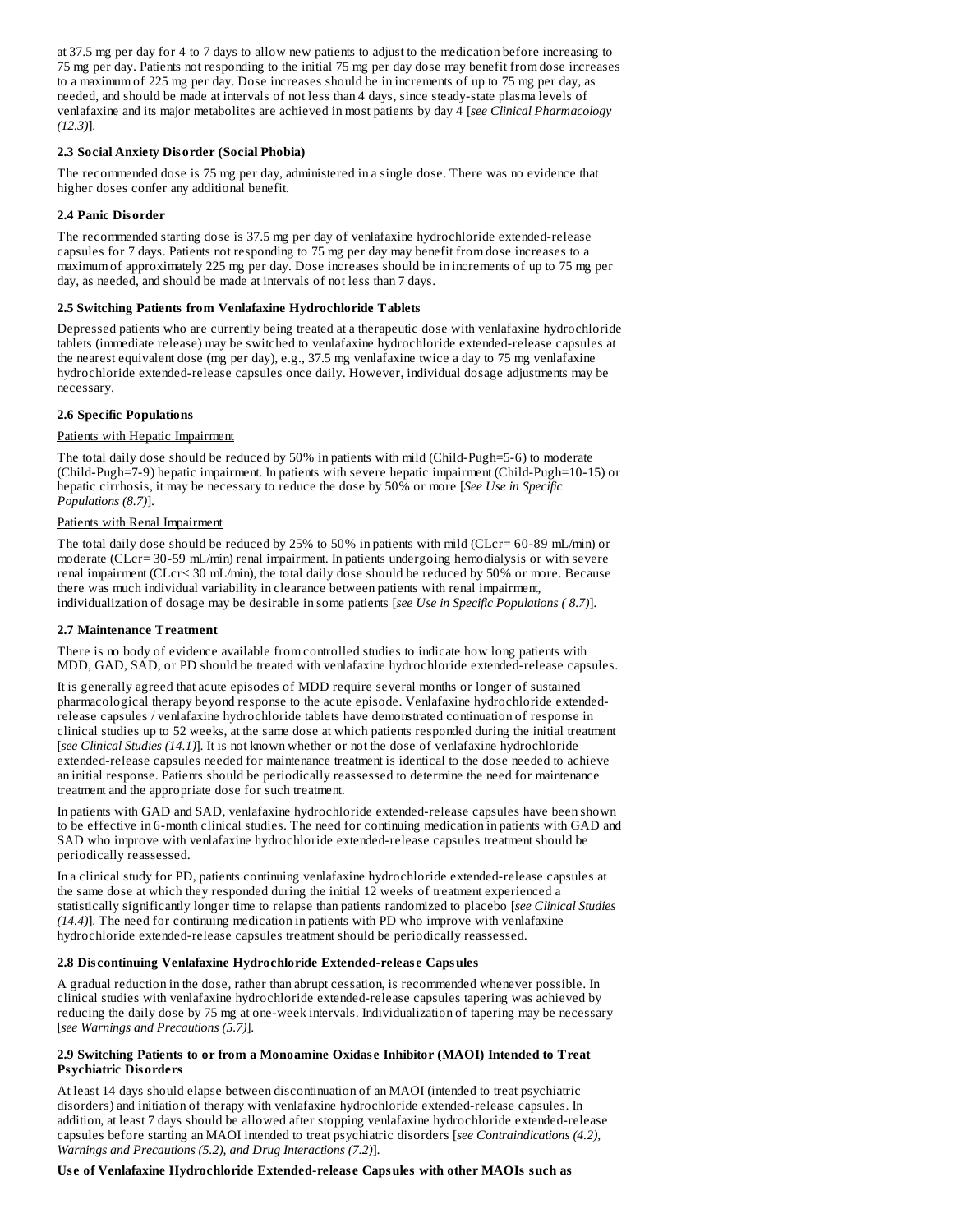at 37.5 mg per day for 4 to 7 days to allow new patients to adjust to the medication before increasing to 75 mg per day. Patients not responding to the initial 75 mg per day dose may benefit from dose increases to a maximum of 225 mg per day. Dose increases should be in increments of up to 75 mg per day, as needed, and should be made at intervals of not less than 4 days, since steady-state plasma levels of venlafaxine and its major metabolites are achieved in most patients by day 4 [*see Clinical Pharmacology (12.3)*].

### 2.3 Social Anxiety Disorder (Social Phobia)

The recommended dose is 75 mg per day, administered in a single dose. There was no evidence that higher doses confer any additional benefit.

### 2.4 Panic Disorder

The recommended starting dose is 37.5 mg per day of venlafaxine hydrochloride extended-release capsules for 7 days. Patients not responding to 75 mg per day may benefit from dose increases to a maximum of approximately 225 mg per day. Dose increases should be in increments of up to 75 mg per day, as needed, and should be made at intervals of not less than 7 days.

### 2.5 Switching Patients from Venlafaxine Hydrochloride Tablets

Depressed patients who are currently being treated at a therapeutic dose with venlafaxine hydrochloride tablets (immediate release) may be switched to venlafaxine hydrochloride extended-release capsules at the nearest equivalent dose (mg per day), e.g., 37.5 mg venlafaxine twice a day to 75 mg venlafaxine hydrochloride extended-release capsules once daily. However, individual dosage adjustments may be necessary.

### 2.6 Specific Populations

<u>Patients with Hepatic Impairment</u>

The total daily dose should be reduced by 50% in patients with mild (Child-Pugh=5-6) to moderate (Child-Pugh=7-9) hepatic impairment. In patients with severe hepatic impairment (Child-Pugh=10-15) or hepatic cirrhosis, it may be necessary to reduce the dose by 50% or more [*See Use in Specific Populations (8.7)*].

<u>Patients with Renal Impairment</u>

The total daily dose should be reduced by 25% to 50% in patients with mild (CLcr= 60-89 mL/min) or moderate (CLcr= 30-59 mL/min) renal impairment. In patients undergoing hemodialysis or with severe renal impairment (CLcr< 30 mL/min), the total daily dose should be reduced by 50% or more. Because there was much individual variability in clearance between patients with renal impairment, individualization of dosage may be desirable in some patients [*see Use in Specific Populations ( 8.7)*].

### 2.7 Maintenance Treatment

There is no body of evidence available from controlled studies to indicate how long patients with MDD, GAD, SAD, or PD should be treated with venlafaxine hydrochloride extended-release capsules.

It is generally agreed that acute episodes of MDD require several months or longer of sustained pharmacological therapy beyond response to the acute episode. Venlafaxine hydrochloride extended-release capsules / venlafaxine hydrochloride tablets have demonstrated continuation of response in clinical studies up to 52 weeks, at the same dose at which patients responded during the initial treatment [*see Clinical Studies (14.1)*]. It is not known whether or not the dose of venlafaxine hydrochloride extended-release capsules needed for maintenance treatment is identical to the dose needed to achieve an initial response. Patients should be periodically reassessed to determine the need for maintenance treatment and the appropriate dose for such treatment.

In patients with GAD and SAD, venlafaxine hydrochloride extended-release capsules have been shown to be effective in 6-month clinical studies. The need for continuing medication in patients with GAD and SAD who improve with venlafaxine hydrochloride extended-release capsules treatment should be periodically reassessed.

In a clinical study for PD, patients continuing venlafaxine hydrochloride extended-release capsules at the same dose at which they responded during the initial 12 weeks of treatment experienced a statistically significantly longer time to relapse than patients randomized to placebo [*see Clinical Studies (14.4)*]. The need for continuing medication in patients with PD who improve with venlafaxine hydrochloride extended-release capsules treatment should be periodically reassessed.

### 2.8 Discontinuing Venlafaxine Hydrochloride Extended-release Capsules

A gradual reduction in the dose, rather than abrupt cessation, is recommended whenever possible. In clinical studies with venlafaxine hydrochloride extended-release capsules tapering was achieved by reducing the daily dose by 75 mg at one-week intervals. Individualization of tapering may be necessary [*see Warnings and Precautions (5.7)*].

### 2.9 Switching Patients to or from a Monoamine Oxidase Inhibitor (MAOI) Intended to Treat Psychiatric Disorders

At least 14 days should elapse between discontinuation of an MAOI (intended to treat psychiatric disorders) and initiation of therapy with venlafaxine hydrochloride extended-release capsules. In addition, at least 7 days should be allowed after stopping venlafaxine hydrochloride extended-release capsules before starting an MAOI intended to treat psychiatric disorders [*see Contraindications (4.2), Warnings and Precautions (5.2), and Drug Interactions (7.2)*].

**Use of Venlafaxine Hydrochloride Extended-release Capsules with other MAOIs such as**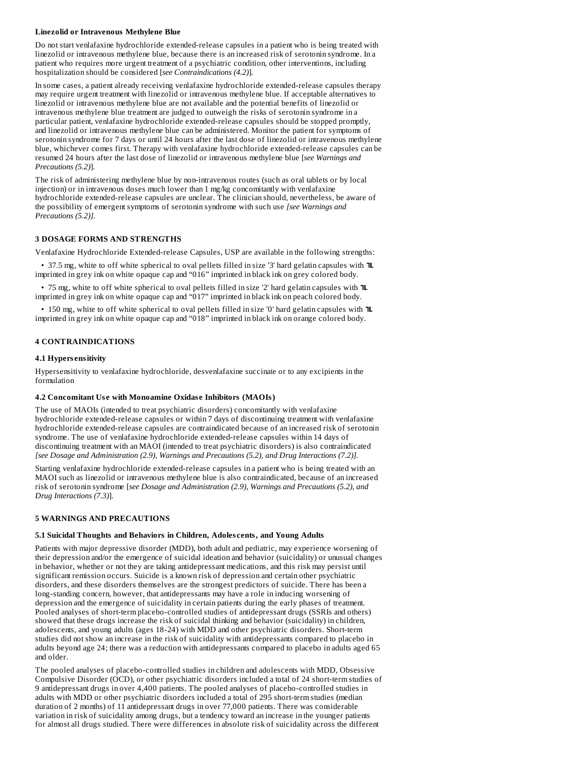**Linezolid or Intravenous Methylene Blue**

Do not start venlafaxine hydrochloride extended-release capsules in a patient who is being treated with linezolid or intravenous methylene blue, because there is an increased risk of serotonin syndrome. In a patient who requires more urgent treatment of a psychiatric condition, other interventions, including hospitalization should be considered [*see Contraindications (4.2)*].

In some cases, a patient already receiving venlafaxine hydrochloride extended-release capsules therapy may require urgent treatment with linezolid or intravenous methylene blue. If acceptable alternatives to linezolid or intravenous methylene blue are not available and the potential benefits of linezolid or intravenous methylene blue treatment are judged to outweigh the risks of serotonin syndrome in a particular patient, venlafaxine hydrochloride extended-release capsules should be stopped promptly, and linezolid or intravenous methylene blue can be administered. Monitor the patient for symptoms of serotonin syndrome for 7 days or until 24 hours after the last dose of linezolid or intravenous methylene blue, whichever comes first. Therapy with venlafaxine hydrochloride extended-release capsules can be resumed 24 hours after the last dose of linezolid or intravenous methylene blue [*see Warnings and Precautions (5.2)*].

The risk of administering methylene blue by non-intravenous routes (such as oral tablets or by local injection) or in intravenous doses much lower than 1 mg/kg concomitantly with venlafaxine hydrochloride extended-release capsules are unclear. The clinician should, nevertheless, be aware of the possibility of emergent symptoms of serotonin syndrome with such use *[see Warnings and Precautions (5.2)]*.

## 3 DOSAGE FORMS AND STRENGTHS

Venlafaxine Hydrochloride Extended-release Capsules, USP are available in the following strengths:

- 37.5 mg, white to off white spherical to oval pellets filled in size '3' hard gelatin capsules with ⅂L imprinted in grey ink on white opaque cap and “016” imprinted in black ink on grey colored body.
- 75 mg, white to off white spherical to oval pellets filled in size '2' hard gelatin capsules with ⅂L imprinted in grey ink on white opaque cap and “017” imprinted in black ink on peach colored body.
- 150 mg, white to off white spherical to oval pellets filled in size '0' hard gelatin capsules with ⅂L imprinted in grey ink on white opaque cap and “018” imprinted in black ink on orange colored body.

## 4 CONTRAINDICATIONS

### 4.1 Hypersensitivity

Hypersensitivity to venlafaxine hydrochloride, desvenlafaxine succinate or to any excipients in the formulation

### 4.2 Concomitant Use with Monoamine Oxidase Inhibitors (MAOIs)

The use of MAOIs (intended to treat psychiatric disorders) concomitantly with venlafaxine hydrochloride extended-release capsules or within 7 days of discontinuing treatment with venlafaxine hydrochloride extended-release capsules are contraindicated because of an increased risk of serotonin syndrome. The use of venlafaxine hydrochloride extended-release capsules within 14 days of discontinuing treatment with an MAOI (intended to treat psychiatric disorders) is also contraindicated *[see Dosage and Administration (2.9), Warnings and Precautions (5.2), and Drug Interactions (7.2)]*.

Starting venlafaxine hydrochloride extended-release capsules in a patient who is being treated with an MAOI such as linezolid or intravenous methylene blue is also contraindicated, because of an increased risk of serotonin syndrome [*see Dosage and Administration (2.9), Warnings and Precautions (5.2), and Drug Interactions (7.3)*].

## 5 WARNINGS AND PRECAUTIONS

### 5.1 Suicidal Thoughts and Behaviors in Children, Adolescents, and Young Adults

Patients with major depressive disorder (MDD), both adult and pediatric, may experience worsening of their depression and/or the emergence of suicidal ideation and behavior (suicidality) or unusual changes in behavior, whether or not they are taking antidepressant medications, and this risk may persist until significant remission occurs. Suicide is a known risk of depression and certain other psychiatric disorders, and these disorders themselves are the strongest predictors of suicide. There has been a long-standing concern, however, that antidepressants may have a role in inducing worsening of depression and the emergence of suicidality in certain patients during the early phases of treatment. Pooled analyses of short-term placebo-controlled studies of antidepressant drugs (SSRIs and others) showed that these drugs increase the risk of suicidal thinking and behavior (suicidality) in children, adolescents, and young adults (ages 18-24) with MDD and other psychiatric disorders. Short-term studies did not show an increase in the risk of suicidality with antidepressants compared to placebo in adults beyond age 24; there was a reduction with antidepressants compared to placebo in adults aged 65 and older.

The pooled analyses of placebo-controlled studies in children and adolescents with MDD, Obsessive Compulsive Disorder (OCD), or other psychiatric disorders included a total of 24 short-term studies of 9 antidepressant drugs in over 4,400 patients. The pooled analyses of placebo-controlled studies in adults with MDD or other psychiatric disorders included a total of 295 short-term studies (median duration of 2 months) of 11 antidepressant drugs in over 77,000 patients. There was considerable variation in risk of suicidality among drugs, but a tendency toward an increase in the younger patients for almost all drugs studied. There were differences in absolute risk of suicidality across the different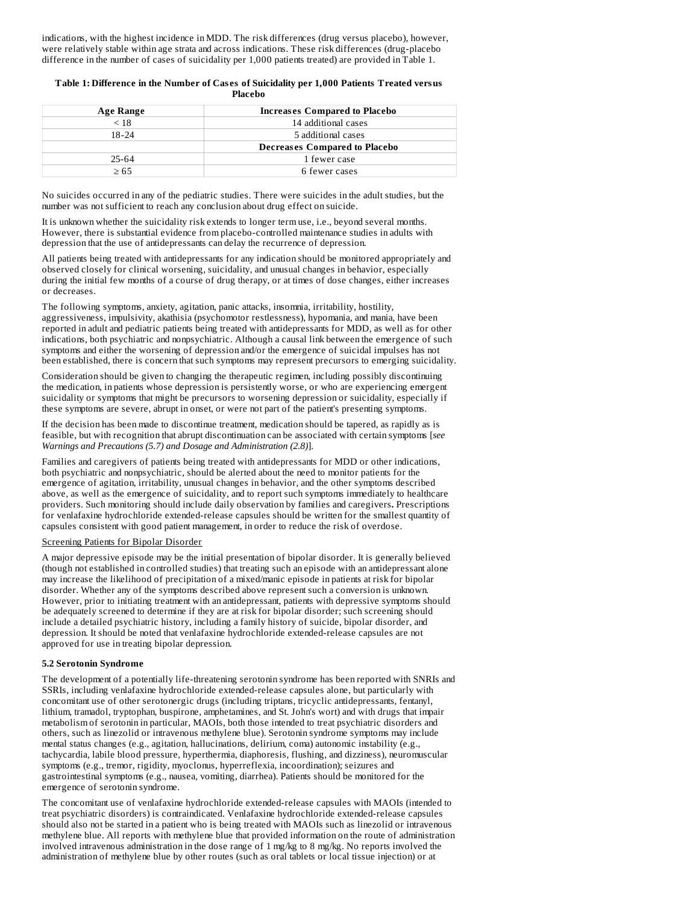indications, with the highest incidence in MDD. The risk differences (drug versus placebo), however, were relatively stable within age strata and across indications. These risk differences (drug-placebo difference in the number of cases of suicidality per 1,000 patients treated) are provided in Table 1.

**Table 1: Difference in the Number of Cases of Suicidality per 1,000 Patients Treated versus Placebo**

| Age Range | Increases Compared to Placebo |
|---|---|
| < 18 | 14 additional cases |
| 18-24 | 5 additional cases |
| | **Decreases Compared to Placebo** |
| 25-64 | 1 fewer case |
| ≥ 65 | 6 fewer cases |

No suicides occurred in any of the pediatric studies. There were suicides in the adult studies, but the number was not sufficient to reach any conclusion about drug effect on suicide.

It is unknown whether the suicidality risk extends to longer term use, i.e., beyond several months. However, there is substantial evidence from placebo-controlled maintenance studies in adults with depression that the use of antidepressants can delay the recurrence of depression.

All patients being treated with antidepressants for any indication should be monitored appropriately and observed closely for clinical worsening, suicidality, and unusual changes in behavior, especially during the initial few months of a course of drug therapy, or at times of dose changes, either increases or decreases.

The following symptoms, anxiety, agitation, panic attacks, insomnia, irritability, hostility, aggressiveness, impulsivity, akathisia (psychomotor restlessness), hypomania, and mania, have been reported in adult and pediatric patients being treated with antidepressants for MDD, as well as for other indications, both psychiatric and nonpsychiatric. Although a causal link between the emergence of such symptoms and either the worsening of depression and/or the emergence of suicidal impulses has not been established, there is concern that such symptoms may represent precursors to emerging suicidality.

Consideration should be given to changing the therapeutic regimen, including possibly discontinuing the medication, in patients whose depression is persistently worse, or who are experiencing emergent suicidality or symptoms that might be precursors to worsening depression or suicidality, especially if these symptoms are severe, abrupt in onset, or were not part of the patient's presenting symptoms.

If the decision has been made to discontinue treatment, medication should be tapered, as rapidly as is feasible, but with recognition that abrupt discontinuation can be associated with certain symptoms [*see Warnings and Precautions (5.7) and Dosage and Administration (2.8)*].

Families and caregivers of patients being treated with antidepressants for MDD or other indications, both psychiatric and nonpsychiatric, should be alerted about the need to monitor patients for the emergence of agitation, irritability, unusual changes in behavior, and the other symptoms described above, as well as the emergence of suicidality, and to report such symptoms immediately to healthcare providers. Such monitoring should include daily observation by families and caregivers**.** Prescriptions for venlafaxine hydrochloride extended-release capsules should be written for the smallest quantity of capsules consistent with good patient management, in order to reduce the risk of overdose.

Screening Patients for Bipolar Disorder

A major depressive episode may be the initial presentation of bipolar disorder. It is generally believed (though not established in controlled studies) that treating such an episode with an antidepressant alone may increase the likelihood of precipitation of a mixed/manic episode in patients at risk for bipolar disorder. Whether any of the symptoms described above represent such a conversion is unknown. However, prior to initiating treatment with an antidepressant, patients with depressive symptoms should be adequately screened to determine if they are at risk for bipolar disorder; such screening should include a detailed psychiatric history, including a family history of suicide, bipolar disorder, and depression. It should be noted that venlafaxine hydrochloride extended-release capsules are not approved for use in treating bipolar depression.

**5.2 Serotonin Syndrome**

The development of a potentially life-threatening serotonin syndrome has been reported with SNRIs and SSRIs, including venlafaxine hydrochloride extended-release capsules alone, but particularly with concomitant use of other serotonergic drugs (including triptans, tricyclic antidepressants, fentanyl, lithium, tramadol, tryptophan, buspirone, amphetamines, and St. John's wort) and with drugs that impair metabolism of serotonin in particular, MAOIs, both those intended to treat psychiatric disorders and others, such as linezolid or intravenous methylene blue). Serotonin syndrome symptoms may include mental status changes (e.g., agitation, hallucinations, delirium, coma) autonomic instability (e.g., tachycardia, labile blood pressure, hyperthermia, diaphoresis, flushing, and dizziness), neuromuscular symptoms (e.g., tremor, rigidity, myoclonus, hyperreflexia, incoordination); seizures and gastrointestinal symptoms (e.g., nausea, vomiting, diarrhea). Patients should be monitored for the emergence of serotonin syndrome.

The concomitant use of venlafaxine hydrochloride extended-release capsules with MAOIs (intended to treat psychiatric disorders) is contraindicated. Venlafaxine hydrochloride extended-release capsules should also not be started in a patient who is being treated with MAOIs such as linezolid or intravenous methylene blue. All reports with methylene blue that provided information on the route of administration involved intravenous administration in the dose range of 1 mg/kg to 8 mg/kg. No reports involved the administration of methylene blue by other routes (such as oral tablets or local tissue injection) or at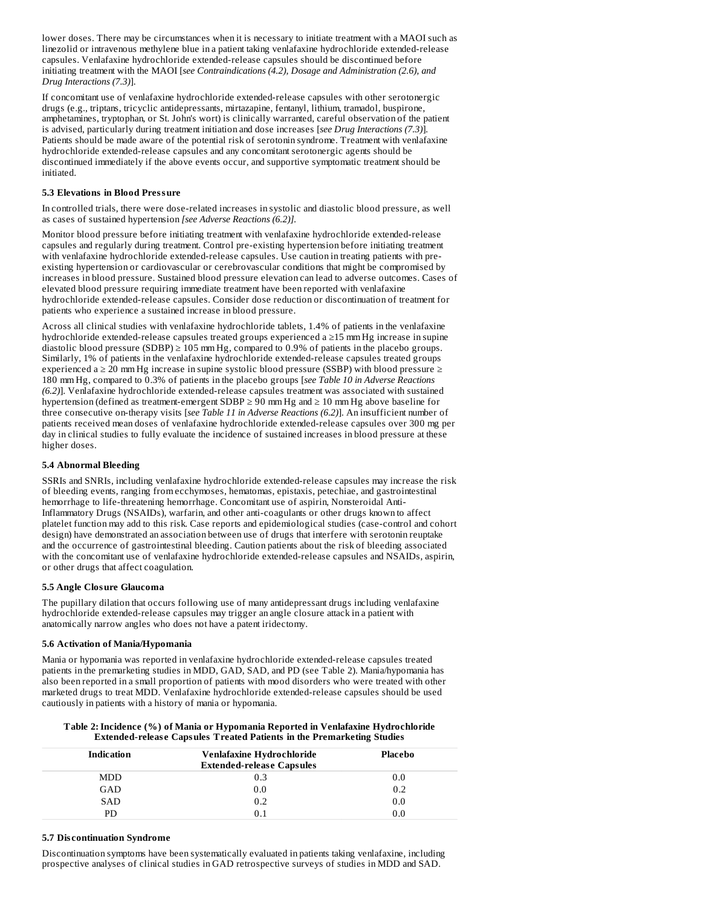lower doses. There may be circumstances when it is necessary to initiate treatment with a MAOI such as linezolid or intravenous methylene blue in a patient taking venlafaxine hydrochloride extended-release capsules. Venlafaxine hydrochloride extended-release capsules should be discontinued before initiating treatment with the MAOI [*see Contraindications (4.2), Dosage and Administration (2.6), and Drug Interactions (7.3)*].

If concomitant use of venlafaxine hydrochloride extended-release capsules with other serotonergic drugs (e.g., triptans, tricyclic antidepressants, mirtazapine, fentanyl, lithium, tramadol, buspirone, amphetamines, tryptophan, or St. John's wort) is clinically warranted, careful observation of the patient is advised, particularly during treatment initiation and dose increases [*see Drug Interactions (7.3)*]. Patients should be made aware of the potential risk of serotonin syndrome. Treatment with venlafaxine hydrochloride extended-release capsules and any concomitant serotonergic agents should be discontinued immediately if the above events occur, and supportive symptomatic treatment should be initiated.

### 5.3 Elevations in Blood Pressure

In controlled trials, there were dose-related increases in systolic and diastolic blood pressure, as well as cases of sustained hypertension *[see Adverse Reactions (6.2)]*.

Monitor blood pressure before initiating treatment with venlafaxine hydrochloride extended-release capsules and regularly during treatment. Control pre-existing hypertension before initiating treatment with venlafaxine hydrochloride extended-release capsules. Use caution in treating patients with pre-existing hypertension or cardiovascular or cerebrovascular conditions that might be compromised by increases in blood pressure. Sustained blood pressure elevation can lead to adverse outcomes. Cases of elevated blood pressure requiring immediate treatment have been reported with venlafaxine hydrochloride extended-release capsules. Consider dose reduction or discontinuation of treatment for patients who experience a sustained increase in blood pressure.

Across all clinical studies with venlafaxine hydrochloride tablets, 1.4% of patients in the venlafaxine hydrochloride extended-release capsules treated groups experienced a ≥15 mm Hg increase in supine diastolic blood pressure (SDBP) ≥ 105 mm Hg, compared to 0.9% of patients in the placebo groups. Similarly, 1% of patients in the venlafaxine hydrochloride extended-release capsules treated groups experienced a ≥ 20 mm Hg increase in supine systolic blood pressure (SSBP) with blood pressure ≥ 180 mm Hg, compared to 0.3% of patients in the placebo groups [*see Table 10 in Adverse Reactions (6.2)*]. Venlafaxine hydrochloride extended-release capsules treatment was associated with sustained hypertension (defined as treatment-emergent SDBP ≥ 90 mm Hg and ≥ 10 mm Hg above baseline for three consecutive on-therapy visits [*see Table 11 in Adverse Reactions (6.2)*]. An insufficient number of patients received mean doses of venlafaxine hydrochloride extended-release capsules over 300 mg per day in clinical studies to fully evaluate the incidence of sustained increases in blood pressure at these higher doses.

### 5.4 Abnormal Bleeding

SSRIs and SNRIs, including venlafaxine hydrochloride extended-release capsules may increase the risk of bleeding events, ranging from ecchymoses, hematomas, epistaxis, petechiae, and gastrointestinal hemorrhage to life-threatening hemorrhage. Concomitant use of aspirin, Nonsteroidal Anti-Inflammatory Drugs (NSAIDs), warfarin, and other anti-coagulants or other drugs known to affect platelet function may add to this risk. Case reports and epidemiological studies (case-control and cohort design) have demonstrated an association between use of drugs that interfere with serotonin reuptake and the occurrence of gastrointestinal bleeding. Caution patients about the risk of bleeding associated with the concomitant use of venlafaxine hydrochloride extended-release capsules and NSAIDs, aspirin, or other drugs that affect coagulation.

### 5.5 Angle Closure Glaucoma

The pupillary dilation that occurs following use of many antidepressant drugs including venlafaxine hydrochloride extended-release capsules may trigger an angle closure attack in a patient with anatomically narrow angles who does not have a patent iridectomy.

### 5.6 Activation of Mania/Hypomania

Mania or hypomania was reported in venlafaxine hydrochloride extended-release capsules treated patients in the premarketing studies in MDD, GAD, SAD, and PD (see Table 2). Mania/hypomania has also been reported in a small proportion of patients with mood disorders who were treated with other marketed drugs to treat MDD. Venlafaxine hydrochloride extended-release capsules should be used cautiously in patients with a history of mania or hypomania.

**Table 2: Incidence (%) of Mania or Hypomania Reported in Venlafaxine Hydrochloride Extended-release Capsules Treated Patients in the Premarketing Studies**

| Indication | Venlafaxine Hydrochloride Extended-release Capsules | Placebo |
|---|---|---|
| MDD | 0.3 | 0.0 |
| GAD | 0.0 | 0.2 |
| SAD | 0.2 | 0.0 |
| PD | 0.1 | 0.0 |

### 5.7 Discontinuation Syndrome

Discontinuation symptoms have been systematically evaluated in patients taking venlafaxine, including prospective analyses of clinical studies in GAD retrospective surveys of studies in MDD and SAD.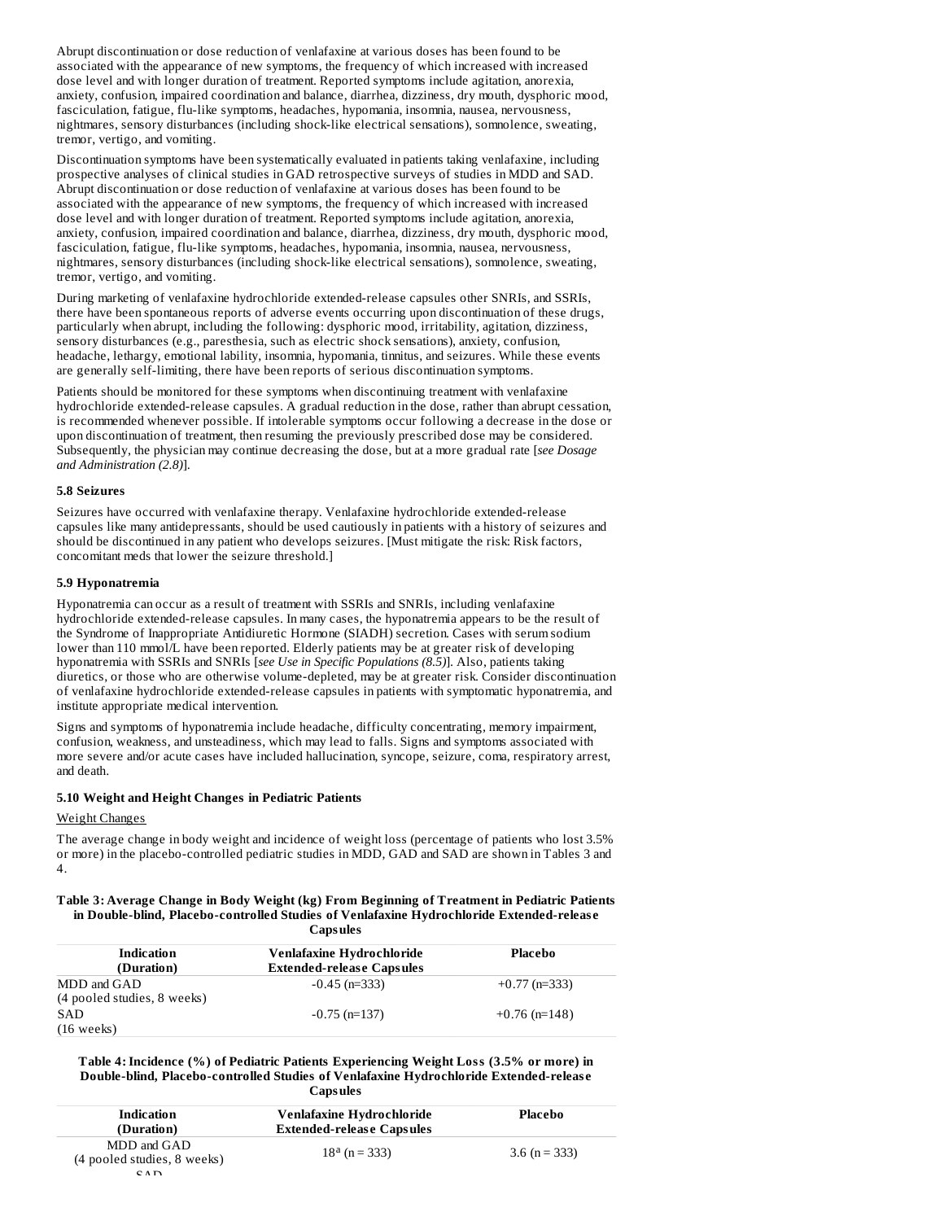Abrupt discontinuation or dose reduction of venlafaxine at various doses has been found to be associated with the appearance of new symptoms, the frequency of which increased with increased dose level and with longer duration of treatment. Reported symptoms include agitation, anorexia, anxiety, confusion, impaired coordination and balance, diarrhea, dizziness, dry mouth, dysphoric mood, fasciculation, fatigue, flu-like symptoms, headaches, hypomania, insomnia, nausea, nervousness, nightmares, sensory disturbances (including shock-like electrical sensations), somnolence, sweating, tremor, vertigo, and vomiting.

Discontinuation symptoms have been systematically evaluated in patients taking venlafaxine, including prospective analyses of clinical studies in GAD retrospective surveys of studies in MDD and SAD. Abrupt discontinuation or dose reduction of venlafaxine at various doses has been found to be associated with the appearance of new symptoms, the frequency of which increased with increased dose level and with longer duration of treatment. Reported symptoms include agitation, anorexia, anxiety, confusion, impaired coordination and balance, diarrhea, dizziness, dry mouth, dysphoric mood, fasciculation, fatigue, flu-like symptoms, headaches, hypomania, insomnia, nausea, nervousness, nightmares, sensory disturbances (including shock-like electrical sensations), somnolence, sweating, tremor, vertigo, and vomiting.

During marketing of venlafaxine hydrochloride extended-release capsules other SNRIs, and SSRIs, there have been spontaneous reports of adverse events occurring upon discontinuation of these drugs, particularly when abrupt, including the following: dysphoric mood, irritability, agitation, dizziness, sensory disturbances (e.g., paresthesia, such as electric shock sensations), anxiety, confusion, headache, lethargy, emotional lability, insomnia, hypomania, tinnitus, and seizures. While these events are generally self-limiting, there have been reports of serious discontinuation symptoms.

Patients should be monitored for these symptoms when discontinuing treatment with venlafaxine hydrochloride extended-release capsules. A gradual reduction in the dose, rather than abrupt cessation, is recommended whenever possible. If intolerable symptoms occur following a decrease in the dose or upon discontinuation of treatment, then resuming the previously prescribed dose may be considered. Subsequently, the physician may continue decreasing the dose, but at a more gradual rate [*see Dosage and Administration (2.8)*].

### 5.8 Seizures

Seizures have occurred with venlafaxine therapy. Venlafaxine hydrochloride extended-release capsules like many antidepressants, should be used cautiously in patients with a history of seizures and should be discontinued in any patient who develops seizures. [Must mitigate the risk: Risk factors, concomitant meds that lower the seizure threshold.]

### 5.9 Hyponatremia

Hyponatremia can occur as a result of treatment with SSRIs and SNRIs, including venlafaxine hydrochloride extended-release capsules. In many cases, the hyponatremia appears to be the result of the Syndrome of Inappropriate Antidiuretic Hormone (SIADH) secretion. Cases with serum sodium lower than 110 mmol/L have been reported. Elderly patients may be at greater risk of developing hyponatremia with SSRIs and SNRIs [*see Use in Specific Populations (8.5)*]. Also, patients taking diuretics, or those who are otherwise volume-depleted, may be at greater risk. Consider discontinuation of venlafaxine hydrochloride extended-release capsules in patients with symptomatic hyponatremia, and institute appropriate medical intervention.

Signs and symptoms of hyponatremia include headache, difficulty concentrating, memory impairment, confusion, weakness, and unsteadiness, which may lead to falls. Signs and symptoms associated with more severe and/or acute cases have included hallucination, syncope, seizure, coma, respiratory arrest, and death.

### 5.10 Weight and Height Changes in Pediatric Patients

Weight Changes

The average change in body weight and incidence of weight loss (percentage of patients who lost 3.5% or more) in the placebo-controlled pediatric studies in MDD, GAD and SAD are shown in Tables 3 and 4.

**Table 3: Average Change in Body Weight (kg) From Beginning of Treatment in Pediatric Patients in Double-blind, Placebo-controlled Studies of Venlafaxine Hydrochloride Extended-release Capsules**

| Indication (Duration) | Venlafaxine Hydrochloride Extended-release Capsules | Placebo |
|---|---|---|
| MDD and GAD (4 pooled studies, 8 weeks) | -0.45 (n=333) | +0.77 (n=333) |
| SAD (16 weeks) | -0.75 (n=137) | +0.76 (n=148) |

**Table 4: Incidence (%) of Pediatric Patients Experiencing Weight Loss (3.5% or more) in Double-blind, Placebo-controlled Studies of Venlafaxine Hydrochloride Extended-release Capsules**

| Indication (Duration) | Venlafaxine Hydrochloride Extended-release Capsules | Placebo |
|---|---|---|
| MDD and GAD (4 pooled studies, 8 weeks) | 18[a] (n = 333) | 3.6 (n = 333) |
| SAD | | |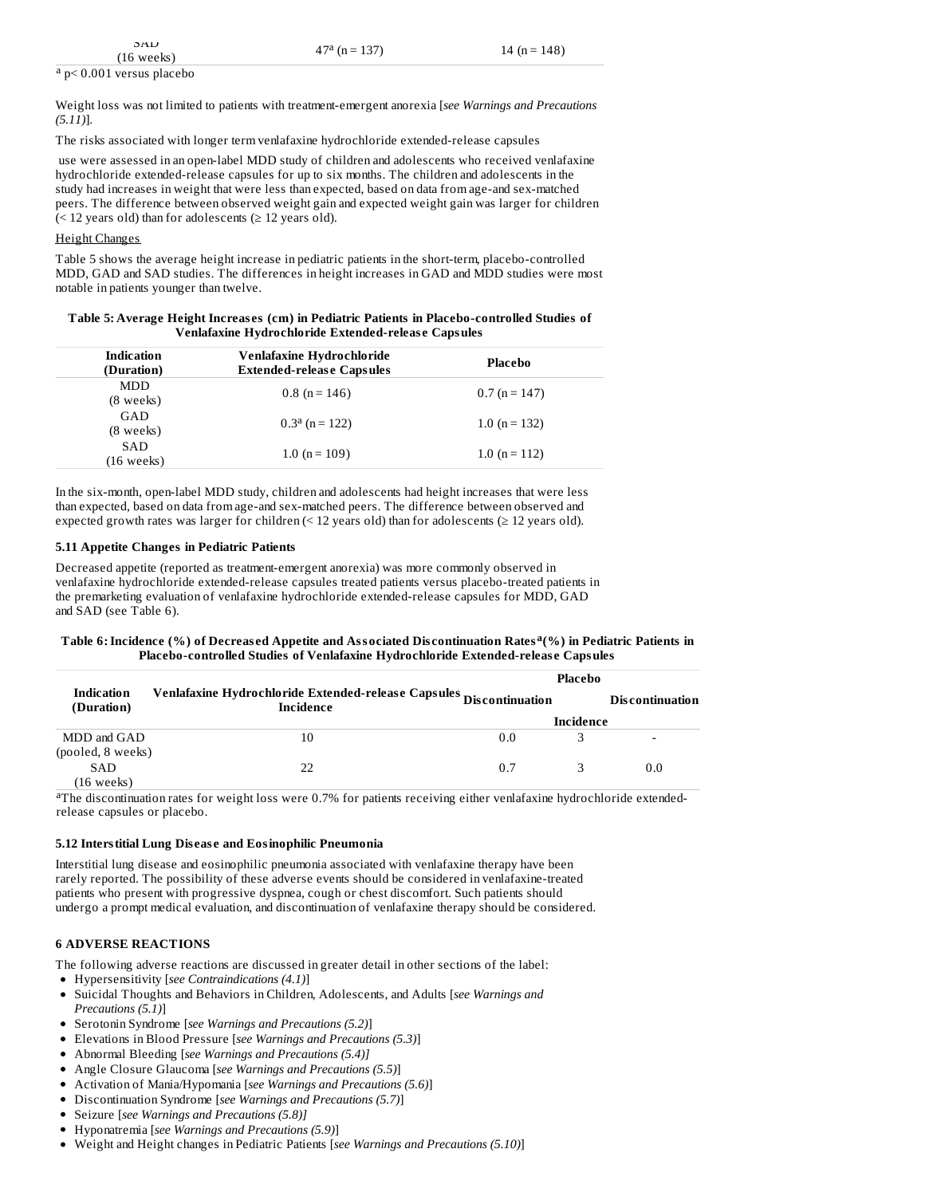| | | |
|---|---|---|
| SAD (16 weeks) | 47[a] (n = 137) | 14 (n = 148) |

[a] p< 0.001 versus placebo

Weight loss was not limited to patients with treatment-emergent anorexia [*see Warnings and Precautions (5.11)*].

The risks associated with longer term venlafaxine hydrochloride extended-release capsules

use were assessed in an open-label MDD study of children and adolescents who received venlafaxine hydrochloride extended-release capsules for up to six months. The children and adolescents in the study had increases in weight that were less than expected, based on data from age-and sex-matched peers. The difference between observed weight gain and expected weight gain was larger for children (< 12 years old) than for adolescents (≥ 12 years old).

Height Changes

Table 5 shows the average height increase in pediatric patients in the short-term, placebo-controlled MDD, GAD and SAD studies. The differences in height increases in GAD and MDD studies were most notable in patients younger than twelve.

**Table 5: Average Height Increases (cm) in Pediatric Patients in Placebo-controlled Studies of Venlafaxine Hydrochloride Extended-release Capsules**

| Indication (Duration) | Venlafaxine Hydrochloride Extended-release Capsules | Placebo |
|---|---|---|
| MDD (8 weeks) | 0.8 (n = 146) | 0.7 (n = 147) |
| GAD (8 weeks) | 0.3[a] (n = 122) | 1.0 (n = 132) |
| SAD (16 weeks) | 1.0 (n = 109) | 1.0 (n = 112) |

In the six-month, open-label MDD study, children and adolescents had height increases that were less than expected, based on data from age-and sex-matched peers. The difference between observed and expected growth rates was larger for children (< 12 years old) than for adolescents (≥ 12 years old).

### 5.11 Appetite Changes in Pediatric Patients

Decreased appetite (reported as treatment-emergent anorexia) was more commonly observed in venlafaxine hydrochloride extended-release capsules treated patients versus placebo-treated patients in the premarketing evaluation of venlafaxine hydrochloride extended-release capsules for MDD, GAD and SAD (see Table 6).

**Table 6: Incidence (%) of Decreased Appetite and Associated Discontinuation Rates[a](%) in Pediatric Patients in Placebo-controlled Studies of Venlafaxine Hydrochloride Extended-release Capsules**

| Indication (Duration) | Venlafaxine Hydrochloride Extended-release Capsules Incidence | Discontinuation | Placebo Incidence | Discontinuation |
|---|---|---|---|---|
| MDD and GAD (pooled, 8 weeks) | 10 | 0.0 | 3 | - |
| SAD (16 weeks) | 22 | 0.7 | 3 | 0.0 |

[a]The discontinuation rates for weight loss were 0.7% for patients receiving either venlafaxine hydrochloride extended-release capsules or placebo.

### 5.12 Interstitial Lung Disease and Eosinophilic Pneumonia

Interstitial lung disease and eosinophilic pneumonia associated with venlafaxine therapy have been rarely reported. The possibility of these adverse events should be considered in venlafaxine-treated patients who present with progressive dyspnea, cough or chest discomfort. Such patients should undergo a prompt medical evaluation, and discontinuation of venlafaxine therapy should be considered.

## 6 ADVERSE REACTIONS

The following adverse reactions are discussed in greater detail in other sections of the label:

- Hypersensitivity [*see Contraindications (4.1)*]
- Suicidal Thoughts and Behaviors in Children, Adolescents, and Adults [*see Warnings and Precautions (5.1)*]
- Serotonin Syndrome [*see Warnings and Precautions (5.2)*]
- Elevations in Blood Pressure [*see Warnings and Precautions (5.3)*]
- Abnormal Bleeding [*see Warnings and Precautions (5.4)]*
- Angle Closure Glaucoma [*see Warnings and Precautions (5.5)*]
- Activation of Mania/Hypomania [*see Warnings and Precautions (5.6)*]
- Discontinuation Syndrome [*see Warnings and Precautions (5.7)*]
- Seizure [*see Warnings and Precautions (5.8)]*
- Hyponatremia [*see Warnings and Precautions (5.9)*]
- Weight and Height changes in Pediatric Patients [*see Warnings and Precautions (5.10)*]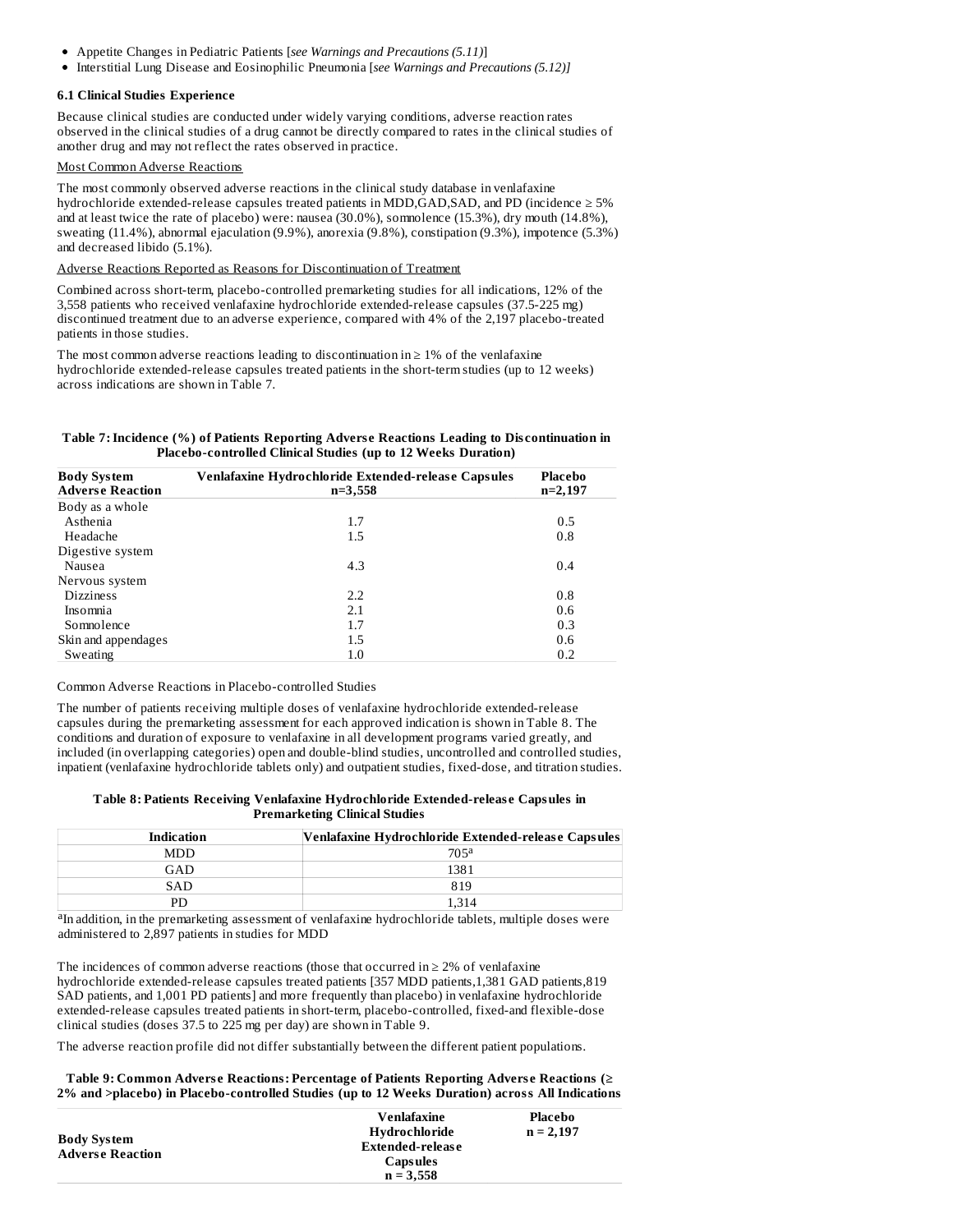- Appetite Changes in Pediatric Patients [*see Warnings and Precautions (5.11)*]
- Interstitial Lung Disease and Eosinophilic Pneumonia [*see Warnings and Precautions (5.12)]*

### 6.1 Clinical Studies Experience

Because clinical studies are conducted under widely varying conditions, adverse reaction rates observed in the clinical studies of a drug cannot be directly compared to rates in the clinical studies of another drug and may not reflect the rates observed in practice.

Most Common Adverse Reactions

The most commonly observed adverse reactions in the clinical study database in venlafaxine hydrochloride extended-release capsules treated patients in MDD,GAD,SAD, and PD (incidence ≥ 5% and at least twice the rate of placebo) were: nausea (30.0%), somnolence (15.3%), dry mouth (14.8%), sweating (11.4%), abnormal ejaculation (9.9%), anorexia (9.8%), constipation (9.3%), impotence (5.3%) and decreased libido (5.1%).

Adverse Reactions Reported as Reasons for Discontinuation of Treatment

Combined across short-term, placebo-controlled premarketing studies for all indications, 12% of the 3,558 patients who received venlafaxine hydrochloride extended-release capsules (37.5-225 mg) discontinued treatment due to an adverse experience, compared with 4% of the 2,197 placebo-treated patients in those studies.

The most common adverse reactions leading to discontinuation in ≥ 1% of the venlafaxine hydrochloride extended-release capsules treated patients in the short-term studies (up to 12 weeks) across indications are shown in Table 7.

**Table 7: Incidence (%) of Patients Reporting Adverse Reactions Leading to Discontinuation in Placebo-controlled Clinical Studies (up to 12 Weeks Duration)**

| Body System<br>Adverse Reaction | Venlafaxine Hydrochloride Extended-release Capsules<br>n=3,558 | Placebo<br>n=2,197 |
|---|---|---|
| Body as a whole | | |
| Asthenia | 1.7 | 0.5 |
| Headache | 1.5 | 0.8 |
| Digestive system | | |
| Nausea | 4.3 | 0.4 |
| Nervous system | | |
| Dizziness | 2.2 | 0.8 |
| Insomnia | 2.1 | 0.6 |
| Somnolence | 1.7 | 0.3 |
| Skin and appendages | 1.5 | 0.6 |
| Sweating | 1.0 | 0.2 |

Common Adverse Reactions in Placebo-controlled Studies

The number of patients receiving multiple doses of venlafaxine hydrochloride extended-release capsules during the premarketing assessment for each approved indication is shown in Table 8. The conditions and duration of exposure to venlafaxine in all development programs varied greatly, and included (in overlapping categories) open and double-blind studies, uncontrolled and controlled studies, inpatient (venlafaxine hydrochloride tablets only) and outpatient studies, fixed-dose, and titration studies.

**Table 8: Patients Receiving Venlafaxine Hydrochloride Extended-release Capsules in Premarketing Clinical Studies**

| Indication | Venlafaxine Hydrochloride Extended-release Capsules |
|---|---|
| MDD | 705[a] |
| GAD | 1381 |
| SAD | 819 |
| PD | 1,314 |

[a]In addition, in the premarketing assessment of venlafaxine hydrochloride tablets, multiple doses were administered to 2,897 patients in studies for MDD

The incidences of common adverse reactions (those that occurred in ≥ 2% of venlafaxine hydrochloride extended-release capsules treated patients [357 MDD patients,1,381 GAD patients,819 SAD patients, and 1,001 PD patients] and more frequently than placebo) in venlafaxine hydrochloride extended-release capsules treated patients in short-term, placebo-controlled, fixed-and flexible-dose clinical studies (doses 37.5 to 225 mg per day) are shown in Table 9.

The adverse reaction profile did not differ substantially between the different patient populations.

**Table 9: Common Adverse Reactions: Percentage of Patients Reporting Adverse Reactions (≥ 2% and >placebo) in Placebo-controlled Studies (up to 12 Weeks Duration) across All Indications**

| Body System<br>Adverse Reaction | Venlafaxine Hydrochloride Extended-release Capsules<br>n = 3,558 | Placebo<br>n = 2,197 |
|---|---|---|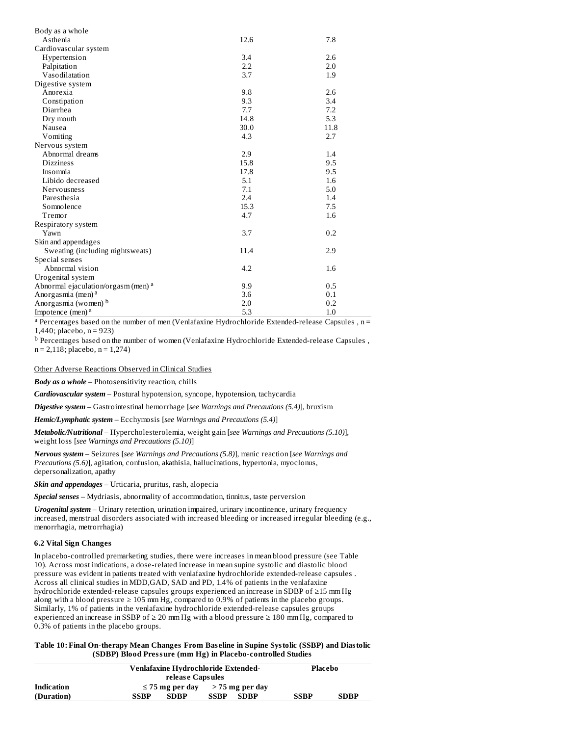| | | |
|---|---|---|
| Body as a whole | | |
| Asthenia | 12.6 | 7.8 |
| Cardiovascular system | | |
| Hypertension | 3.4 | 2.6 |
| Palpitation | 2.2 | 2.0 |
| Vasodilatation | 3.7 | 1.9 |
| Digestive system | | |
| Anorexia | 9.8 | 2.6 |
| Constipation | 9.3 | 3.4 |
| Diarrhea | 7.7 | 7.2 |
| Dry mouth | 14.8 | 5.3 |
| Nausea | 30.0 | 11.8 |
| Vomiting | 4.3 | 2.7 |
| Nervous system | | |
| Abnormal dreams | 2.9 | 1.4 |
| Dizziness | 15.8 | 9.5 |
| Insomnia | 17.8 | 9.5 |
| Libido decreased | 5.1 | 1.6 |
| Nervousness | 7.1 | 5.0 |
| Paresthesia | 2.4 | 1.4 |
| Somnolence | 15.3 | 7.5 |
| Tremor | 4.7 | 1.6 |
| Respiratory system | | |
| Yawn | 3.7 | 0.2 |
| Skin and appendages | | |
| Sweating (including nightsweats) | 11.4 | 2.9 |
| Special senses | | |
| Abnormal vision | 4.2 | 1.6 |
| Urogenital system | | |
| Abnormal ejaculation/orgasm (men) [a] | 9.9 | 0.5 |
| Anorgasmia (men) [a] | 3.6 | 0.1 |
| Anorgasmia (women) [b] | 2.0 | 0.2 |
| Impotence (men) [a] | 5.3 | 1.0 |

[a] Percentages based on the number of men (Venlafaxine Hydrochloride Extended-release Capsules , n = 1,440; placebo, n = 923)

[b] Percentages based on the number of women (Venlafaxine Hydrochloride Extended-release Capsules , n = 2,118; placebo, n = 1,274)

Other Adverse Reactions Observed in Clinical Studies

***Body as a whole*** – Photosensitivity reaction, chills

***Cardiovascular system*** – Postural hypotension, syncope, hypotension, tachycardia

***Digestive system*** – Gastrointestinal hemorrhage [*see Warnings and Precautions (5.4)*], bruxism

***Hemic/Lymphatic system*** – Ecchymosis [*see Warnings and Precautions (5.4)*]

***Metabolic/Nutritional*** – Hypercholesterolemia, weight gain [*see Warnings and Precautions (5.10)*], weight loss [*see Warnings and Precautions (5.10)*]

***Nervous system*** – Seizures [*see Warnings and Precautions (5.8)*], manic reaction [*see Warnings and Precautions (5.6)*], agitation, confusion, akathisia, hallucinations, hypertonia, myoclonus, depersonalization, apathy

***Skin and appendages*** – Urticaria, pruritus, rash, alopecia

***Special senses*** – Mydriasis, abnormality of accommodation, tinnitus, taste perversion

***Urogenital system*** – Urinary retention, urination impaired, urinary incontinence, urinary frequency increased, menstrual disorders associated with increased bleeding or increased irregular bleeding (e.g., menorrhagia, metrorrhagia)

### 6.2 Vital Sign Changes

In placebo-controlled premarketing studies, there were increases in mean blood pressure (see Table 10). Across most indications, a dose-related increase in mean supine systolic and diastolic blood pressure was evident in patients treated with venlafaxine hydrochloride extended-release capsules . Across all clinical studies in MDD,GAD, SAD and PD, 1.4% of patients in the venlafaxine hydrochloride extended-release capsules groups experienced an increase in SDBP of ≥15 mm Hg along with a blood pressure ≥ 105 mm Hg, compared to 0.9% of patients in the placebo groups. Similarly, 1% of patients in the venlafaxine hydrochloride extended-release capsules groups experienced an increase in SSBP of ≥ 20 mm Hg with a blood pressure ≥ 180 mm Hg, compared to 0.3% of patients in the placebo groups.

**Table 10: Final On-therapy Mean Changes From Baseline in Supine Systolic (SSBP) and Diastolic (SDBP) Blood Pressure (mm Hg) in Placebo-controlled Studies**

| | Venlafaxine Hydrochloride Extended-release Capsules | | | | Placebo | |
|---|---|---|---|---|---|---|
| **Indication** | ≤ 75 mg per day | | > 75 mg per day | | | |
| **(Duration)** | **SSBP** | **SDBP** | **SSBP** | **SDBP** | **SSBP** | **SDBP** |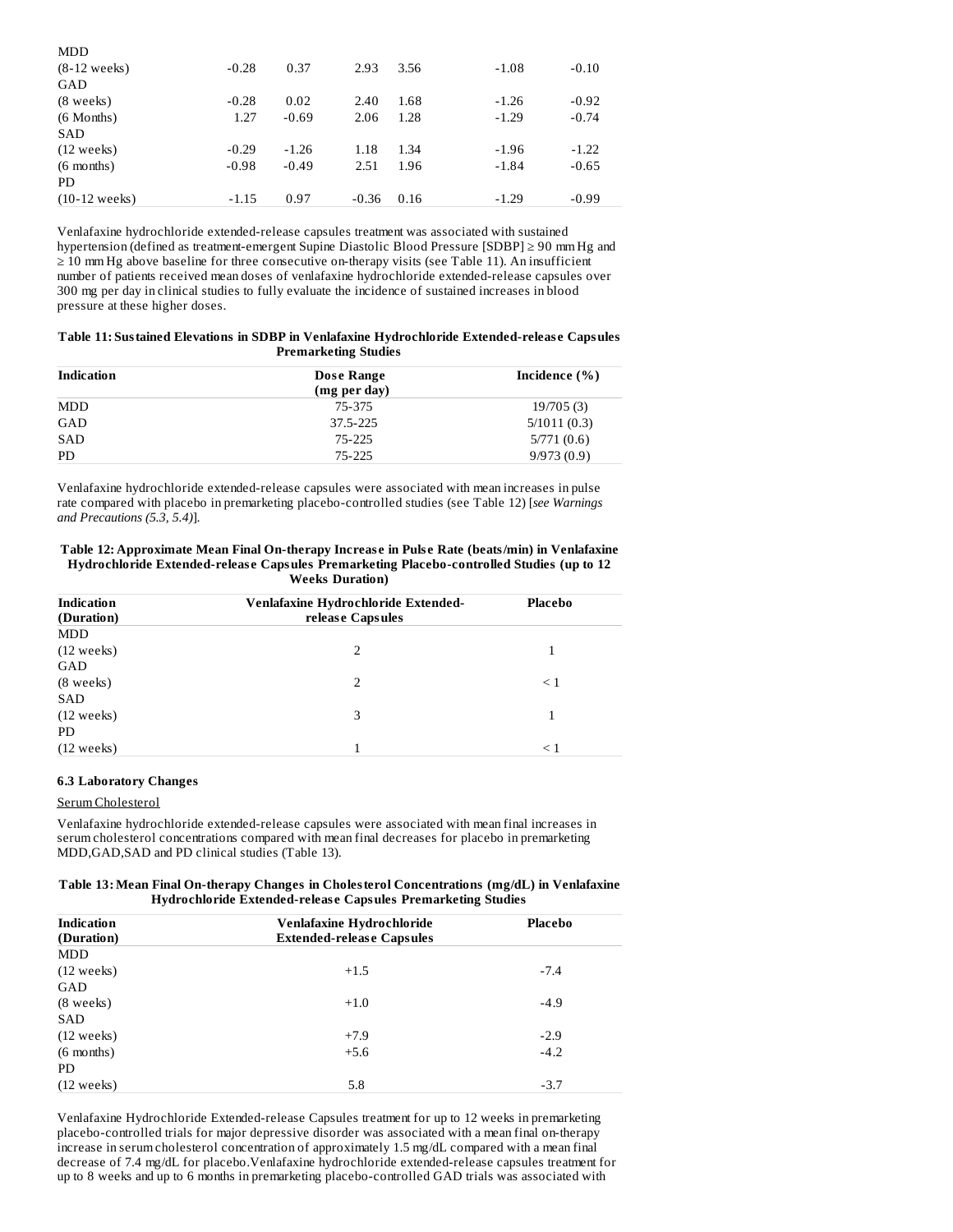| | | | | | | |
|---|---|---|---|---|---|---|
| MDD | | | | | | |
| (8-12 weeks) | -0.28 | 0.37 | 2.93 | 3.56 | -1.08 | -0.10 |
| GAD | | | | | | |
| (8 weeks) | -0.28 | 0.02 | 2.40 | 1.68 | -1.26 | -0.92 |
| (6 Months) | 1.27 | -0.69 | 2.06 | 1.28 | -1.29 | -0.74 |
| SAD | | | | | | |
| (12 weeks) | -0.29 | -1.26 | 1.18 | 1.34 | -1.96 | -1.22 |
| (6 months) | -0.98 | -0.49 | 2.51 | 1.96 | -1.84 | -0.65 |
| PD | | | | | | |
| (10-12 weeks) | -1.15 | 0.97 | -0.36 | 0.16 | -1.29 | -0.99 |

Venlafaxine hydrochloride extended-release capsules treatment was associated with sustained hypertension (defined as treatment-emergent Supine Diastolic Blood Pressure [SDBP] ≥ 90 mm Hg and ≥ 10 mm Hg above baseline for three consecutive on-therapy visits (see Table 11). An insufficient number of patients received mean doses of venlafaxine hydrochloride extended-release capsules over 300 mg per day in clinical studies to fully evaluate the incidence of sustained increases in blood pressure at these higher doses.

**Table 11: Sustained Elevations in SDBP in Venlafaxine Hydrochloride Extended-release Capsules Premarketing Studies**

| Indication | Dose Range (mg per day) | Incidence (%) |
|---|---|---|
| MDD | 75-375 | 19/705 (3) |
| GAD | 37.5-225 | 5/1011 (0.3) |
| SAD | 75-225 | 5/771 (0.6) |
| PD | 75-225 | 9/973 (0.9) |

Venlafaxine hydrochloride extended-release capsules were associated with mean increases in pulse rate compared with placebo in premarketing placebo-controlled studies (see Table 12) [*see Warnings and Precautions (5.3, 5.4)*].

**Table 12: Approximate Mean Final On-therapy Increase in Pulse Rate (beats/min) in Venlafaxine Hydrochloride Extended-release Capsules Premarketing Placebo-controlled Studies (up to 12 Weeks Duration)**

| Indication (Duration) | Venlafaxine Hydrochloride Extended-release Capsules | Placebo |
|---|---|---|
| MDD | | |
| (12 weeks) | 2 | 1 |
| GAD | | |
| (8 weeks) | 2 | < 1 |
| SAD | | |
| (12 weeks) | 3 | 1 |
| PD | | |
| (12 weeks) | 1 | < 1 |

### 6.3 Laboratory Changes

Serum Cholesterol

Venlafaxine hydrochloride extended-release capsules were associated with mean final increases in serum cholesterol concentrations compared with mean final decreases for placebo in premarketing MDD,GAD,SAD and PD clinical studies (Table 13).

**Table 13: Mean Final On-therapy Changes in Cholesterol Concentrations (mg/dL) in Venlafaxine Hydrochloride Extended-release Capsules Premarketing Studies**

| Indication (Duration) | Venlafaxine Hydrochloride Extended-release Capsules | Placebo |
|---|---|---|
| MDD | | |
| (12 weeks) | +1.5 | -7.4 |
| GAD | | |
| (8 weeks) | +1.0 | -4.9 |
| SAD | | |
| (12 weeks) | +7.9 | -2.9 |
| (6 months) | +5.6 | -4.2 |
| PD | | |
| (12 weeks) | 5.8 | -3.7 |

Venlafaxine Hydrochloride Extended-release Capsules treatment for up to 12 weeks in premarketing placebo-controlled trials for major depressive disorder was associated with a mean final on-therapy increase in serum cholesterol concentration of approximately 1.5 mg/dL compared with a mean final decrease of 7.4 mg/dL for placebo.Venlafaxine hydrochloride extended-release capsules treatment for up to 8 weeks and up to 6 months in premarketing placebo-controlled GAD trials was associated with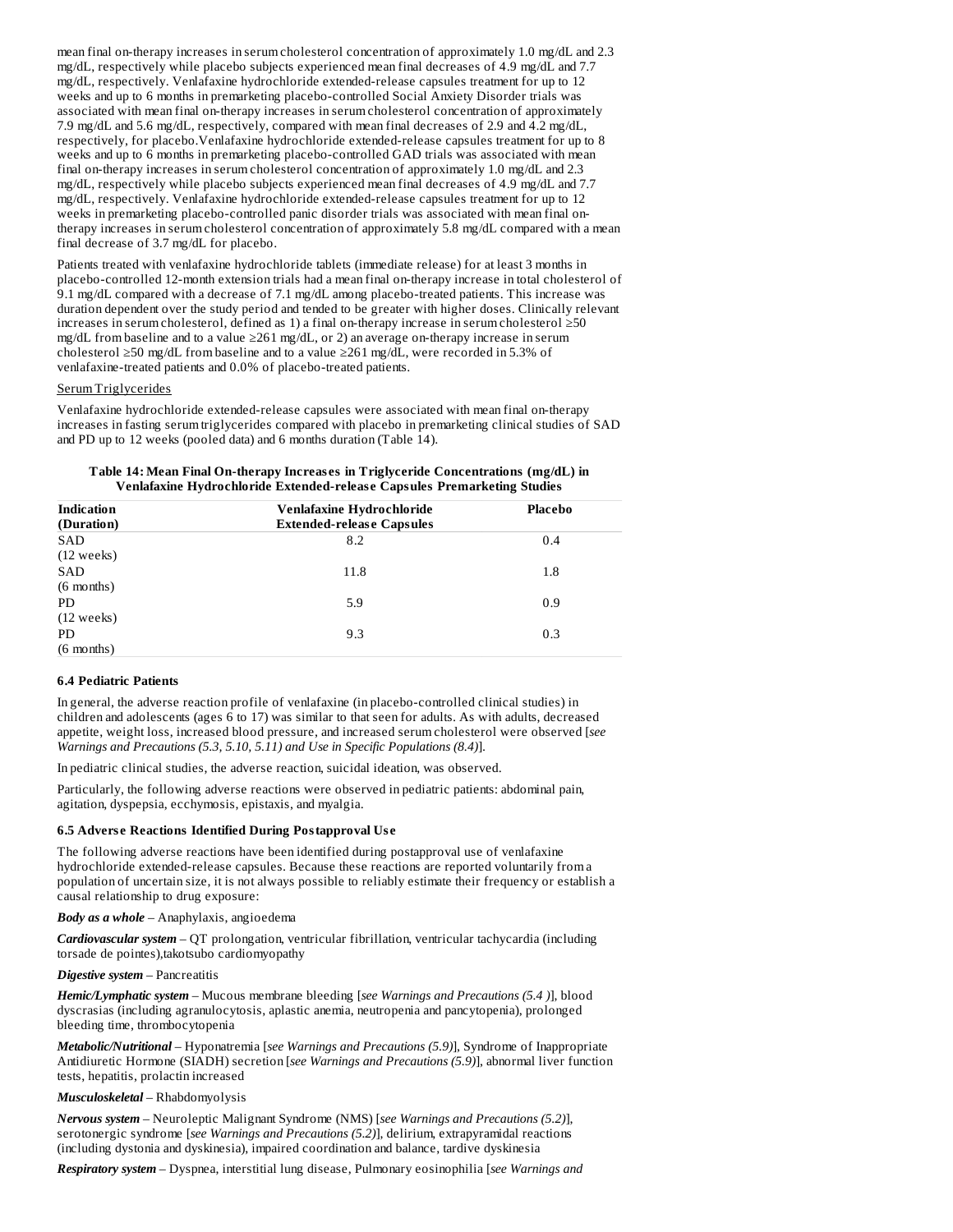mean final on-therapy increases in serum cholesterol concentration of approximately 1.0 mg/dL and 2.3 mg/dL, respectively while placebo subjects experienced mean final decreases of 4.9 mg/dL and 7.7 mg/dL, respectively. Venlafaxine hydrochloride extended-release capsules treatment for up to 12 weeks and up to 6 months in premarketing placebo-controlled Social Anxiety Disorder trials was associated with mean final on-therapy increases in serum cholesterol concentration of approximately 7.9 mg/dL and 5.6 mg/dL, respectively, compared with mean final decreases of 2.9 and 4.2 mg/dL, respectively, for placebo.Venlafaxine hydrochloride extended-release capsules treatment for up to 8 weeks and up to 6 months in premarketing placebo-controlled GAD trials was associated with mean final on-therapy increases in serum cholesterol concentration of approximately 1.0 mg/dL and 2.3 mg/dL, respectively while placebo subjects experienced mean final decreases of 4.9 mg/dL and 7.7 mg/dL, respectively. Venlafaxine hydrochloride extended-release capsules treatment for up to 12 weeks in premarketing placebo-controlled panic disorder trials was associated with mean final on-therapy increases in serum cholesterol concentration of approximately 5.8 mg/dL compared with a mean final decrease of 3.7 mg/dL for placebo.

Patients treated with venlafaxine hydrochloride tablets (immediate release) for at least 3 months in placebo-controlled 12-month extension trials had a mean final on-therapy increase in total cholesterol of 9.1 mg/dL compared with a decrease of 7.1 mg/dL among placebo-treated patients. This increase was duration dependent over the study period and tended to be greater with higher doses. Clinically relevant increases in serum cholesterol, defined as 1) a final on-therapy increase in serum cholesterol ≥50 mg/dL from baseline and to a value ≥261 mg/dL, or 2) an average on-therapy increase in serum cholesterol ≥50 mg/dL from baseline and to a value ≥261 mg/dL, were recorded in 5.3% of venlafaxine-treated patients and 0.0% of placebo-treated patients.

Serum Triglycerides

Venlafaxine hydrochloride extended-release capsules were associated with mean final on-therapy increases in fasting serum triglycerides compared with placebo in premarketing clinical studies of SAD and PD up to 12 weeks (pooled data) and 6 months duration (Table 14).

**Table 14: Mean Final On-therapy Increases in Triglyceride Concentrations (mg/dL) in Venlafaxine Hydrochloride Extended-release Capsules Premarketing Studies**

| Indication (Duration) | Venlafaxine Hydrochloride Extended-release Capsules | Placebo |
|---|---|---|
| SAD (12 weeks) | 8.2 | 0.4 |
| SAD (6 months) | 11.8 | 1.8 |
| PD (12 weeks) | 5.9 | 0.9 |
| PD (6 months) | 9.3 | 0.3 |

### 6.4 Pediatric Patients

In general, the adverse reaction profile of venlafaxine (in placebo-controlled clinical studies) in children and adolescents (ages 6 to 17) was similar to that seen for adults. As with adults, decreased appetite, weight loss, increased blood pressure, and increased serum cholesterol were observed [*see Warnings and Precautions (5.3, 5.10, 5.11) and Use in Specific Populations (8.4)*].

In pediatric clinical studies, the adverse reaction, suicidal ideation, was observed.

Particularly, the following adverse reactions were observed in pediatric patients: abdominal pain, agitation, dyspepsia, ecchymosis, epistaxis, and myalgia.

### 6.5 Adverse Reactions Identified During Postapproval Use

The following adverse reactions have been identified during postapproval use of venlafaxine hydrochloride extended-release capsules. Because these reactions are reported voluntarily from a population of uncertain size, it is not always possible to reliably estimate their frequency or establish a causal relationship to drug exposure:

***Body as a whole*** – Anaphylaxis, angioedema

***Cardiovascular system*** – QT prolongation, ventricular fibrillation, ventricular tachycardia (including torsade de pointes),takotsubo cardiomyopathy

***Digestive system*** – Pancreatitis

***Hemic/Lymphatic system*** – Mucous membrane bleeding [*see Warnings and Precautions (5.4 )*], blood dyscrasias (including agranulocytosis, aplastic anemia, neutropenia and pancytopenia), prolonged bleeding time, thrombocytopenia

***Metabolic/Nutritional*** – Hyponatremia [*see Warnings and Precautions (5.9)*], Syndrome of Inappropriate Antidiuretic Hormone (SIADH) secretion [*see Warnings and Precautions (5.9)*], abnormal liver function tests, hepatitis, prolactin increased

***Musculoskeletal*** – Rhabdomyolysis

***Nervous system*** – Neuroleptic Malignant Syndrome (NMS) [*see Warnings and Precautions (5.2)*], serotonergic syndrome [*see Warnings and Precautions (5.2)*], delirium, extrapyramidal reactions (including dystonia and dyskinesia), impaired coordination and balance, tardive dyskinesia

***Respiratory system*** – Dyspnea, interstitial lung disease, Pulmonary eosinophilia [*see Warnings and*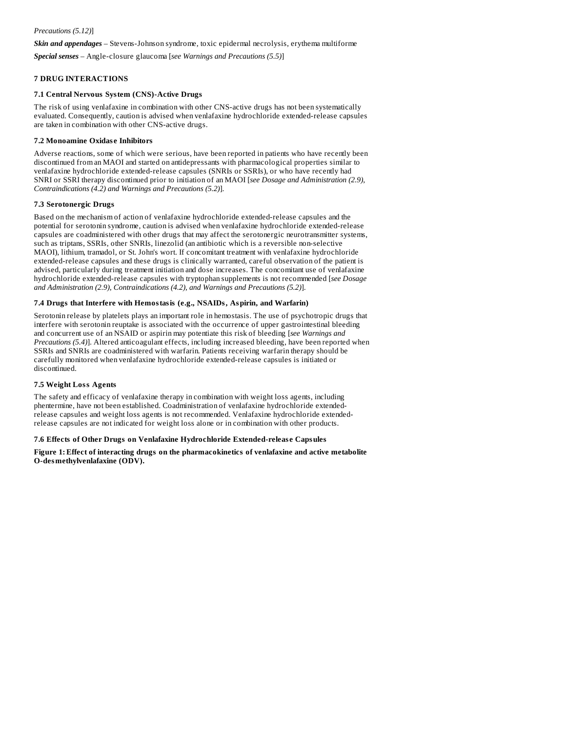*Precautions (5.12)*]

***Skin and appendages*** – Stevens-Johnson syndrome, toxic epidermal necrolysis, erythema multiforme

***Special senses*** – Angle-closure glaucoma [*see Warnings and Precautions (5.5)*]

## 7 DRUG INTERACTIONS

### 7.1 Central Nervous System (CNS)-Active Drugs

The risk of using venlafaxine in combination with other CNS-active drugs has not been systematically evaluated. Consequently, caution is advised when venlafaxine hydrochloride extended-release capsules are taken in combination with other CNS-active drugs.

### 7.2 Monoamine Oxidase Inhibitors

Adverse reactions, some of which were serious, have been reported in patients who have recently been discontinued from an MAOI and started on antidepressants with pharmacological properties similar to venlafaxine hydrochloride extended-release capsules (SNRIs or SSRIs), or who have recently had SNRI or SSRI therapy discontinued prior to initiation of an MAOI [*see Dosage and Administration (2.9), Contraindications (4.2) and Warnings and Precautions (5.2)*].

### 7.3 Serotonergic Drugs

Based on the mechanism of action of venlafaxine hydrochloride extended-release capsules and the potential for serotonin syndrome, caution is advised when venlafaxine hydrochloride extended-release capsules are coadministered with other drugs that may affect the serotonergic neurotransmitter systems, such as triptans, SSRIs, other SNRIs, linezolid (an antibiotic which is a reversible non-selective MAOI), lithium, tramadol, or St. John's wort. If concomitant treatment with venlafaxine hydrochloride extended-release capsules and these drugs is clinically warranted, careful observation of the patient is advised, particularly during treatment initiation and dose increases. The concomitant use of venlafaxine hydrochloride extended-release capsules with tryptophan supplements is not recommended [*see Dosage and Administration (2.9), Contraindications (4.2), and Warnings and Precautions (5.2)*].

### 7.4 Drugs that Interfere with Hemostasis (e.g., NSAIDs, Aspirin, and Warfarin)

Serotonin release by platelets plays an important role in hemostasis. The use of psychotropic drugs that interfere with serotonin reuptake is associated with the occurrence of upper gastrointestinal bleeding and concurrent use of an NSAID or aspirin may potentiate this risk of bleeding [*see Warnings and Precautions (5.4)*]. Altered anticoagulant effects, including increased bleeding, have been reported when SSRIs and SNRIs are coadministered with warfarin. Patients receiving warfarin therapy should be carefully monitored when venlafaxine hydrochloride extended-release capsules is initiated or discontinued.

### 7.5 Weight Loss Agents

The safety and efficacy of venlafaxine therapy in combination with weight loss agents, including phentermine, have not been established. Coadministration of venlafaxine hydrochloride extended-release capsules and weight loss agents is not recommended. Venlafaxine hydrochloride extended-release capsules are not indicated for weight loss alone or in combination with other products.

### 7.6 Effects of Other Drugs on Venlafaxine Hydrochloride Extended-release Capsules

**Figure 1: Effect of interacting drugs on the pharmacokinetics of venlafaxine and active metabolite O-desmethylvenlafaxine (ODV).**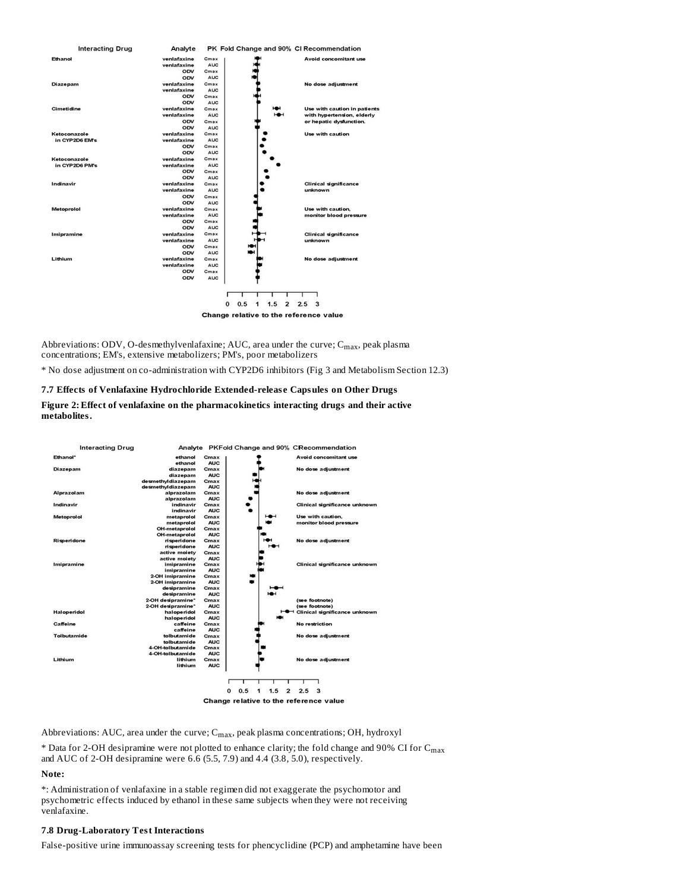| Interacting Drug | Analyte | PK | Fold Change and 90% CI | Recommendation |
|---|---|---|---|---|
| Ethanol | venlafaxine | Cmax | | Avoid concomitant use |
| | venlafaxine | AUC | | |
| | ODV | Cmax | | |
| | ODV | AUC | | |
| Diazepam | venlafaxine | Cmax | | No dose adjustment |
| | venlafaxine | AUC | | |
| | ODV | Cmax | | |
| | ODV | AUC | | |
| Cimetidine | venlafaxine | Cmax | | Use with caution in patients with hypertension, elderly or hepatic dysfunction. |
| | venlafaxine | AUC | | |
| | ODV | Cmax | | |
| | ODV | AUC | | |
| Ketoconazole in CYP2D6 EM's | venlafaxine | Cmax | | Use with caution |
| | venlafaxine | AUC | | |
| | ODV | Cmax | | |
| | ODV | AUC | | |
| Ketoconazole in CYP2D6 PM's | venlafaxine | Cmax | | |
| | venlafaxine | AUC | | |
| | ODV | Cmax | | |
| | ODV | AUC | | |
| Indinavir | venlafaxine | Cmax | | Clinical significance unknown |
| | venlafaxine | AUC | | |
| | ODV | Cmax | | |
| | ODV | AUC | | |
| Metoprolol | venlafaxine | Cmax | | Use with caution, monitor blood pressure |
| | venlafaxine | AUC | | |
| | ODV | Cmax | | |
| | ODV | AUC | | |
| Imipramine | venlafaxine | Cmax | | Clinical significance unknown |
| | venlafaxine | AUC | | |
| | ODV | Cmax | | |
| | ODV | AUC | | |
| Lithium | venlafaxine | Cmax | | No dose adjustment |
| | venlafaxine | AUC | | |
| | ODV | Cmax | | |
| | ODV | AUC | | |

Change relative to the reference value (axis: 0, 0.5, 1, 1.5, 2, 2.5, 3)

Abbreviations: ODV, O-desmethylvenlafaxine; AUC, area under the curve; $C_{max}$, peak plasma concentrations; EM's, extensive metabolizers; PM's, poor metabolizers

* No dose adjustment on co-administration with CYP2D6 inhibitors (Fig 3 and Metabolism Section 12.3)

### 7.7 Effects of Venlafaxine Hydrochloride Extended-release Capsules on Other Drugs

**Figure 2: Effect of venlafaxine on the pharmacokinetics interacting drugs and their active metabolites.**

| Interacting Drug | Analyte | PK | Fold Change and 90% CI | Recommendation |
|---|---|---|---|---|
| Ethanol* | ethanol | Cmax | | Avoid concomitant use |
| | ethanol | AUC | | |
| Diazepam | diazepam | Cmax | | No dose adjustment |
| | diazepam | AUC | | |
| | desmethyldiazepam | Cmax | | |
| | desmethyldiazepam | AUC | | |
| Alprazolam | alprazolam | Cmax | | No dose adjustment |
| | alprazolam | AUC | | |
| Indinavir | indinavir | Cmax | | Clinical significance unknown |
| | indinavir | AUC | | |
| Metoprolol | metaprolol | Cmax | | Use with caution, monitor blood pressure |
| | metaprolol | AUC | | |
| | OH-metaprolol | Cmax | | |
| | OH-metaprolol | AUC | | |
| Risperidone | risperidone | Cmax | | No dose adjustment |
| | risperidone | AUC | | |
| | active moiety | Cmax | | |
| | active moiety | AUC | | |
| Imipramine | imipramine | Cmax | | Clinical significance unknown |
| | imipramine | AUC | | |
| | 2-OH imipramine | Cmax | | |
| | 2-OH imipramine | AUC | | |
| | desipramine | Cmax | | |
| | desipramine | AUC | | |
| | 2-OH desipramine* | Cmax | | (see footnote) |
| | 2-OH desipramine* | AUC | | (see footnote) |
| Haloperidol | haloperidol | Cmax | | Clinical significance unknown |
| | haloperidol | AUC | | |
| Caffeine | caffeine | Cmax | | No restriction |
| | caffeine | AUC | | |
| Tolbutamide | tolbutamide | Cmax | | No dose adjustment |
| | tolbutamide | AUC | | |
| | 4-OH-tolbutamide | Cmax | | |
| | 4-OH-tolbutamide | AUC | | |
| Lithium | lithium | Cmax | | No dose adjustment |
| | lithium | AUC | | |

Change relative to the reference value (axis: 0, 0.5, 1, 1.5, 2, 2.5, 3)

Abbreviations: AUC, area under the curve; $C_{max}$, peak plasma concentrations; OH, hydroxyl

* Data for 2-OH desipramine were not plotted to enhance clarity; the fold change and 90% CI for $C_{max}$ and AUC of 2-OH desipramine were 6.6 (5.5, 7.9) and 4.4 (3.8, 5.0), respectively.

**Note:**

*: Administration of venlafaxine in a stable regimen did not exaggerate the psychomotor and psychometric effects induced by ethanol in these same subjects when they were not receiving venlafaxine.

### 7.8 Drug-Laboratory Test Interactions

False-positive urine immunoassay screening tests for phencyclidine (PCP) and amphetamine have been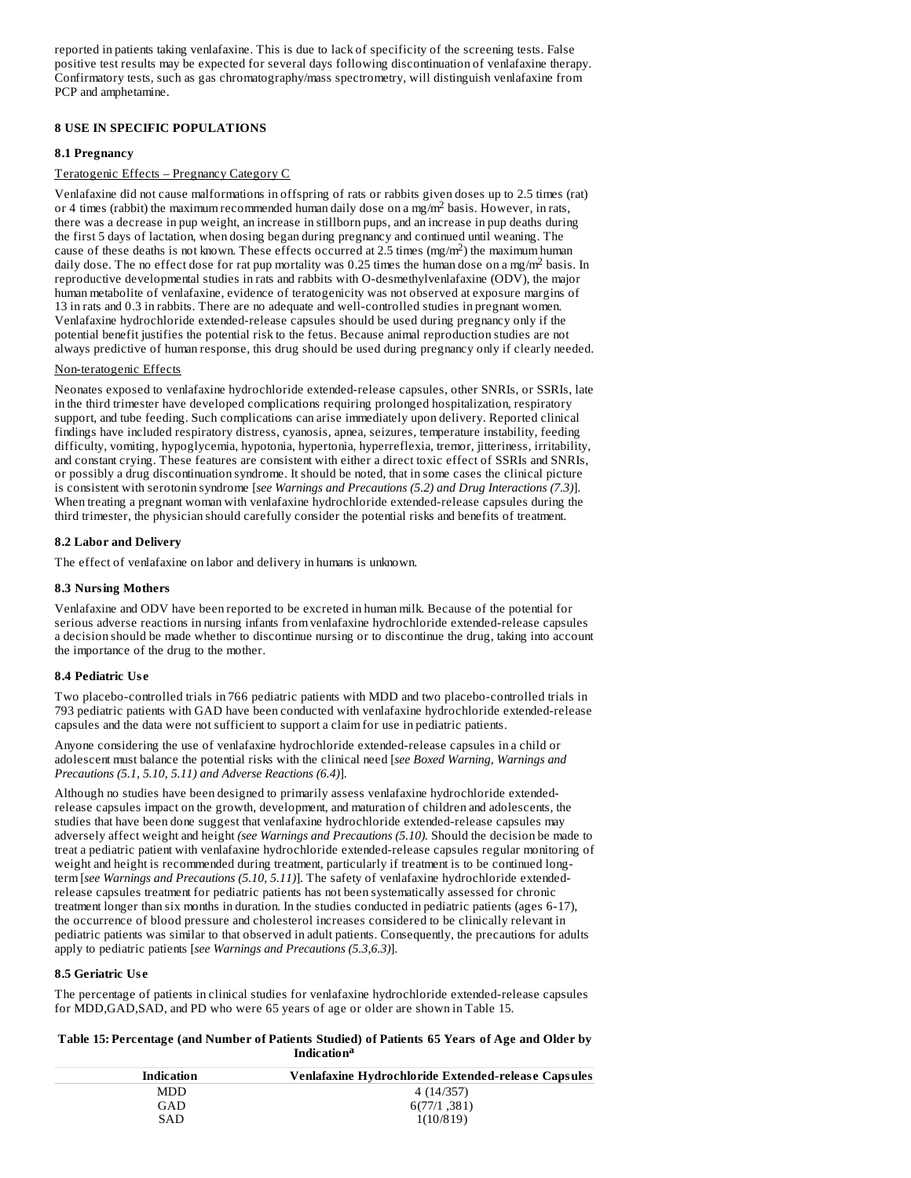reported in patients taking venlafaxine. This is due to lack of specificity of the screening tests. False positive test results may be expected for several days following discontinuation of venlafaxine therapy. Confirmatory tests, such as gas chromatography/mass spectrometry, will distinguish venlafaxine from PCP and amphetamine.

## 8 USE IN SPECIFIC POPULATIONS

### 8.1 Pregnancy

Teratogenic Effects – Pregnancy Category C

Venlafaxine did not cause malformations in offspring of rats or rabbits given doses up to 2.5 times (rat) or 4 times (rabbit) the maximum recommended human daily dose on a mg/m$^2$ basis. However, in rats, there was a decrease in pup weight, an increase in stillborn pups, and an increase in pup deaths during the first 5 days of lactation, when dosing began during pregnancy and continued until weaning. The cause of these deaths is not known. These effects occurred at 2.5 times (mg/m$^2$) the maximum human daily dose. The no effect dose for rat pup mortality was 0.25 times the human dose on a mg/m$^2$ basis. In reproductive developmental studies in rats and rabbits with O-desmethylvenlafaxine (ODV), the major human metabolite of venlafaxine, evidence of teratogenicity was not observed at exposure margins of 13 in rats and 0.3 in rabbits. There are no adequate and well-controlled studies in pregnant women. Venlafaxine hydrochloride extended-release capsules should be used during pregnancy only if the potential benefit justifies the potential risk to the fetus. Because animal reproduction studies are not always predictive of human response, this drug should be used during pregnancy only if clearly needed.

Non-teratogenic Effects

Neonates exposed to venlafaxine hydrochloride extended-release capsules, other SNRIs, or SSRIs, late in the third trimester have developed complications requiring prolonged hospitalization, respiratory support, and tube feeding. Such complications can arise immediately upon delivery. Reported clinical findings have included respiratory distress, cyanosis, apnea, seizures, temperature instability, feeding difficulty, vomiting, hypoglycemia, hypotonia, hypertonia, hyperreflexia, tremor, jitteriness, irritability, and constant crying. These features are consistent with either a direct toxic effect of SSRIs and SNRIs, or possibly a drug discontinuation syndrome. It should be noted, that in some cases the clinical picture is consistent with serotonin syndrome [*see Warnings and Precautions (5.2) and Drug Interactions (7.3)*]. When treating a pregnant woman with venlafaxine hydrochloride extended-release capsules during the third trimester, the physician should carefully consider the potential risks and benefits of treatment.

### 8.2 Labor and Delivery

The effect of venlafaxine on labor and delivery in humans is unknown.

### 8.3 Nursing Mothers

Venlafaxine and ODV have been reported to be excreted in human milk. Because of the potential for serious adverse reactions in nursing infants from venlafaxine hydrochloride extended-release capsules a decision should be made whether to discontinue nursing or to discontinue the drug, taking into account the importance of the drug to the mother.

### 8.4 Pediatric Use

Two placebo-controlled trials in 766 pediatric patients with MDD and two placebo-controlled trials in 793 pediatric patients with GAD have been conducted with venlafaxine hydrochloride extended-release capsules and the data were not sufficient to support a claim for use in pediatric patients.

Anyone considering the use of venlafaxine hydrochloride extended-release capsules in a child or adolescent must balance the potential risks with the clinical need [*see Boxed Warning, Warnings and Precautions (5.1, 5.10, 5.11) and Adverse Reactions (6.4)*].

Although no studies have been designed to primarily assess venlafaxine hydrochloride extended-release capsules impact on the growth, development, and maturation of children and adolescents, the studies that have been done suggest that venlafaxine hydrochloride extended-release capsules may adversely affect weight and height *(see Warnings and Precautions (5.10)*. Should the decision be made to treat a pediatric patient with venlafaxine hydrochloride extended-release capsules regular monitoring of weight and height is recommended during treatment, particularly if treatment is to be continued long-term [*see Warnings and Precautions (5.10, 5.11)*]. The safety of venlafaxine hydrochloride extended-release capsules treatment for pediatric patients has not been systematically assessed for chronic treatment longer than six months in duration. In the studies conducted in pediatric patients (ages 6-17), the occurrence of blood pressure and cholesterol increases considered to be clinically relevant in pediatric patients was similar to that observed in adult patients. Consequently, the precautions for adults apply to pediatric patients [*see Warnings and Precautions (5.3,6.3)*].

### 8.5 Geriatric Use

The percentage of patients in clinical studies for venlafaxine hydrochloride extended-release capsules for MDD,GAD,SAD, and PD who were 65 years of age or older are shown in Table 15.

**Table 15: Percentage (and Number of Patients Studied) of Patients 65 Years of Age and Older by Indication[a]**

| Indication | Venlafaxine Hydrochloride Extended-release Capsules |
|---|---|
| MDD | 4 (14/357) |
| GAD | 6(77/1 ,381) |
| SAD | 1(10/819) |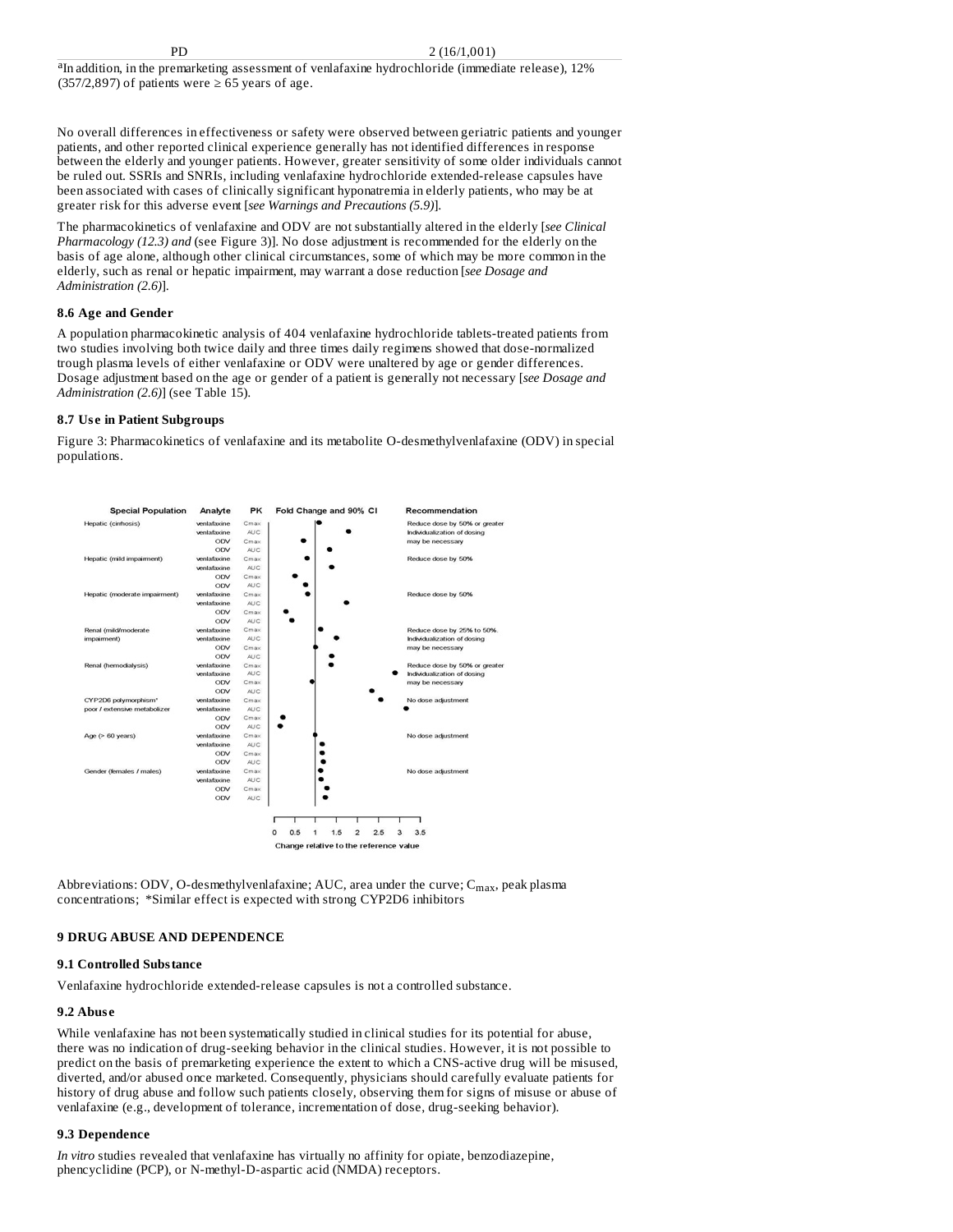| PD | 2 (16/1,001) |
|---|---|

[a]In addition, in the premarketing assessment of venlafaxine hydrochloride (immediate release), 12% (357/2,897) of patients were ≥ 65 years of age.

No overall differences in effectiveness or safety were observed between geriatric patients and younger patients, and other reported clinical experience generally has not identified differences in response between the elderly and younger patients. However, greater sensitivity of some older individuals cannot be ruled out. SSRIs and SNRIs, including venlafaxine hydrochloride extended-release capsules have been associated with cases of clinically significant hyponatremia in elderly patients, who may be at greater risk for this adverse event [*see Warnings and Precautions (5.9)*].

The pharmacokinetics of venlafaxine and ODV are not substantially altered in the elderly [*see Clinical Pharmacology (12.3) and* (see Figure 3)]. No dose adjustment is recommended for the elderly on the basis of age alone, although other clinical circumstances, some of which may be more common in the elderly, such as renal or hepatic impairment, may warrant a dose reduction [*see Dosage and Administration (2.6)*].

### 8.6 Age and Gender

A population pharmacokinetic analysis of 404 venlafaxine hydrochloride tablets-treated patients from two studies involving both twice daily and three times daily regimens showed that dose-normalized trough plasma levels of either venlafaxine or ODV were unaltered by age or gender differences. Dosage adjustment based on the age or gender of a patient is generally not necessary [*see Dosage and Administration (2.6)*] (see Table 15).

### 8.7 Use in Patient Subgroups

Figure 3: Pharmacokinetics of venlafaxine and its metabolite O-desmethylvenlafaxine (ODV) in special populations.

| Special Population | Analyte | PK | Recommendation |
|---|---|---|---|
| Hepatic (cirrhosis) | venlafaxine | Cmax | Reduce dose by 50% or greater Individualization of dosing may be necessary |
| | venlafaxine | AUC | |
| | ODV | Cmax | |
| | ODV | AUC | |
| Hepatic (mild impairment) | venlafaxine | Cmax | Reduce dose by 50% |
| | venlafaxine | AUC | |
| | ODV | Cmax | |
| | ODV | AUC | |
| Hepatic (moderate impairment) | venlafaxine | Cmax | Reduce dose by 50% |
| | venlafaxine | AUC | |
| | ODV | Cmax | |
| | ODV | AUC | |
| Renal (mild/moderate impairment) | venlafaxine | Cmax | Reduce dose by 25% to 50%. Individualization of dosing may be necessary |
| | venlafaxine | AUC | |
| | ODV | Cmax | |
| | ODV | AUC | |
| Renal (hemodialysis) | venlafaxine | Cmax | Reduce dose by 50% or greater Individualization of dosing may be necessary |
| | venlafaxine | AUC | |
| | ODV | Cmax | |
| | ODV | AUC | |
| CYP2D6 polymorphism* poor / extensive metabolizer | venlafaxine | Cmax | No dose adjustment |
| | venlafaxine | AUC | |
| | ODV | Cmax | |
| | ODV | AUC | |
| Age (> 60 years) | venlafaxine | Cmax | No dose adjustment |
| | venlafaxine | AUC | |
| | ODV | Cmax | |
| | ODV | AUC | |
| Gender (females / males) | venlafaxine | Cmax | No dose adjustment |
| | venlafaxine | AUC | |
| | ODV | Cmax | |
| | ODV | AUC | |

Fold Change and 90% CI — Change relative to the reference value (0 to 3.5)

Abbreviations: ODV, O-desmethylvenlafaxine; AUC, area under the curve; $C_{max}$, peak plasma concentrations; *Similar effect is expected with strong CYP2D6 inhibitors

## 9 DRUG ABUSE AND DEPENDENCE

### 9.1 Controlled Substance

Venlafaxine hydrochloride extended-release capsules is not a controlled substance.

### 9.2 Abuse

While venlafaxine has not been systematically studied in clinical studies for its potential for abuse, there was no indication of drug-seeking behavior in the clinical studies. However, it is not possible to predict on the basis of premarketing experience the extent to which a CNS-active drug will be misused, diverted, and/or abused once marketed. Consequently, physicians should carefully evaluate patients for history of drug abuse and follow such patients closely, observing them for signs of misuse or abuse of venlafaxine (e.g., development of tolerance, incrementation of dose, drug-seeking behavior).

### 9.3 Dependence

*In vitro* studies revealed that venlafaxine has virtually no affinity for opiate, benzodiazepine, phencyclidine (PCP), or N-methyl-D-aspartic acid (NMDA) receptors.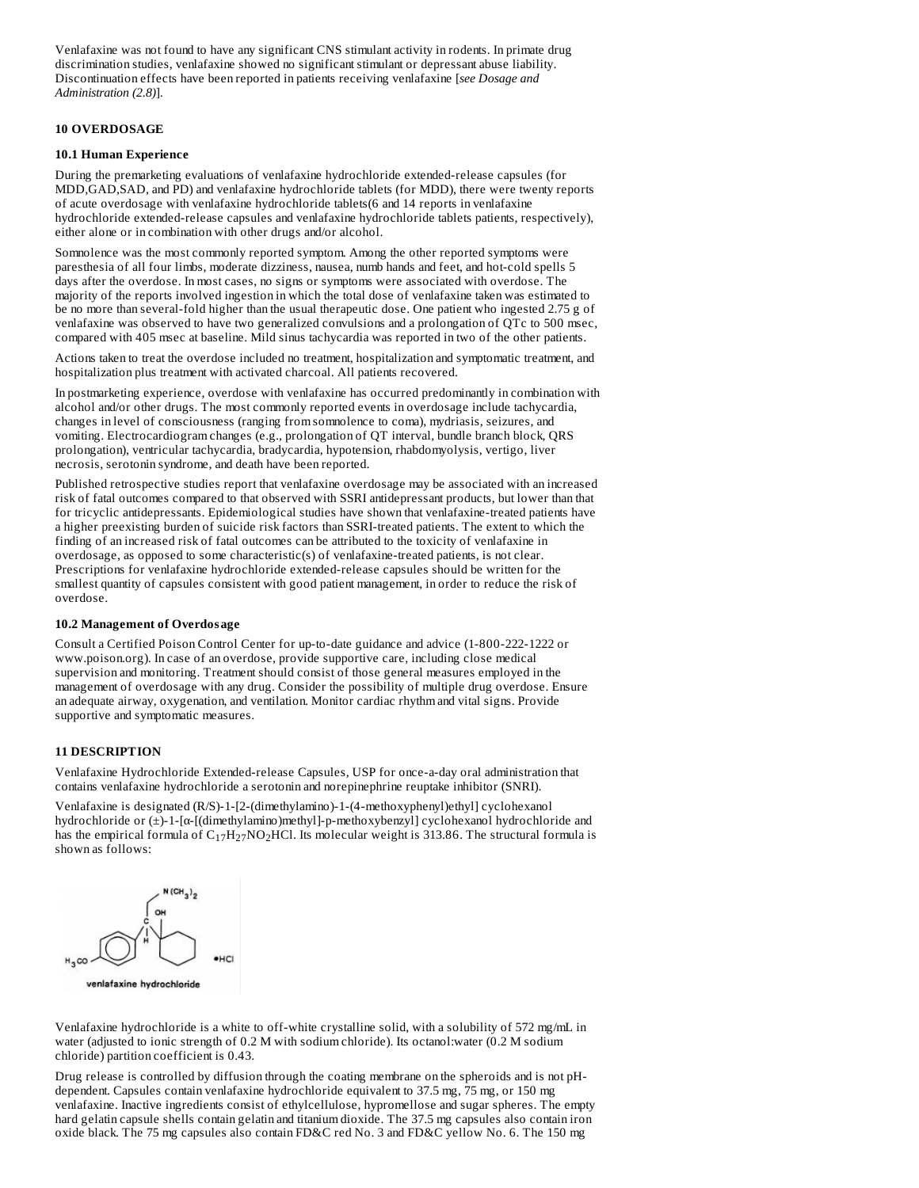Venlafaxine was not found to have any significant CNS stimulant activity in rodents. In primate drug discrimination studies, venlafaxine showed no significant stimulant or depressant abuse liability. Discontinuation effects have been reported in patients receiving venlafaxine [*see Dosage and Administration (2.8)*].

## 10 OVERDOSAGE

### 10.1 Human Experience

During the premarketing evaluations of venlafaxine hydrochloride extended-release capsules (for MDD,GAD,SAD, and PD) and venlafaxine hydrochloride tablets (for MDD), there were twenty reports of acute overdosage with venlafaxine hydrochloride tablets(6 and 14 reports in venlafaxine hydrochloride extended-release capsules and venlafaxine hydrochloride tablets patients, respectively), either alone or in combination with other drugs and/or alcohol.

Somnolence was the most commonly reported symptom. Among the other reported symptoms were paresthesia of all four limbs, moderate dizziness, nausea, numb hands and feet, and hot-cold spells 5 days after the overdose. In most cases, no signs or symptoms were associated with overdose. The majority of the reports involved ingestion in which the total dose of venlafaxine taken was estimated to be no more than several-fold higher than the usual therapeutic dose. One patient who ingested 2.75 g of venlafaxine was observed to have two generalized convulsions and a prolongation of QTc to 500 msec, compared with 405 msec at baseline. Mild sinus tachycardia was reported in two of the other patients.

Actions taken to treat the overdose included no treatment, hospitalization and symptomatic treatment, and hospitalization plus treatment with activated charcoal. All patients recovered.

In postmarketing experience, overdose with venlafaxine has occurred predominantly in combination with alcohol and/or other drugs. The most commonly reported events in overdosage include tachycardia, changes in level of consciousness (ranging from somnolence to coma), mydriasis, seizures, and vomiting. Electrocardiogram changes (e.g., prolongation of QT interval, bundle branch block, QRS prolongation), ventricular tachycardia, bradycardia, hypotension, rhabdomyolysis, vertigo, liver necrosis, serotonin syndrome, and death have been reported.

Published retrospective studies report that venlafaxine overdosage may be associated with an increased risk of fatal outcomes compared to that observed with SSRI antidepressant products, but lower than that for tricyclic antidepressants. Epidemiological studies have shown that venlafaxine-treated patients have a higher preexisting burden of suicide risk factors than SSRI-treated patients. The extent to which the finding of an increased risk of fatal outcomes can be attributed to the toxicity of venlafaxine in overdosage, as opposed to some characteristic(s) of venlafaxine-treated patients, is not clear. Prescriptions for venlafaxine hydrochloride extended-release capsules should be written for the smallest quantity of capsules consistent with good patient management, in order to reduce the risk of overdose.

### 10.2 Management of Overdosage

Consult a Certified Poison Control Center for up-to-date guidance and advice (1-800-222-1222 or www.poison.org). In case of an overdose, provide supportive care, including close medical supervision and monitoring. Treatment should consist of those general measures employed in the management of overdosage with any drug. Consider the possibility of multiple drug overdose. Ensure an adequate airway, oxygenation, and ventilation. Monitor cardiac rhythm and vital signs. Provide supportive and symptomatic measures.

## 11 DESCRIPTION

Venlafaxine Hydrochloride Extended-release Capsules, USP for once-a-day oral administration that contains venlafaxine hydrochloride a serotonin and norepinephrine reuptake inhibitor (SNRI).

Venlafaxine is designated (R/S)-1-[2-(dimethylamino)-1-(4-methoxyphenyl)ethyl] cyclohexanol hydrochloride or (±)-1-[α-[(dimethylamino)methyl]-p-methoxybenzyl] cyclohexanol hydrochloride and has the empirical formula of $C_{17}H_{27}NO_2HCl$. Its molecular weight is 313.86. The structural formula is shown as follows:

venlafaxine hydrochloride

Venlafaxine hydrochloride is a white to off-white crystalline solid, with a solubility of 572 mg/mL in water (adjusted to ionic strength of 0.2 M with sodium chloride). Its octanol:water (0.2 M sodium chloride) partition coefficient is 0.43.

Drug release is controlled by diffusion through the coating membrane on the spheroids and is not pH-dependent. Capsules contain venlafaxine hydrochloride equivalent to 37.5 mg, 75 mg, or 150 mg venlafaxine. Inactive ingredients consist of ethylcellulose, hypromellose and sugar spheres. The empty hard gelatin capsule shells contain gelatin and titanium dioxide. The 37.5 mg capsules also contain iron oxide black. The 75 mg capsules also contain FD&C red No. 3 and FD&C yellow No. 6. The 150 mg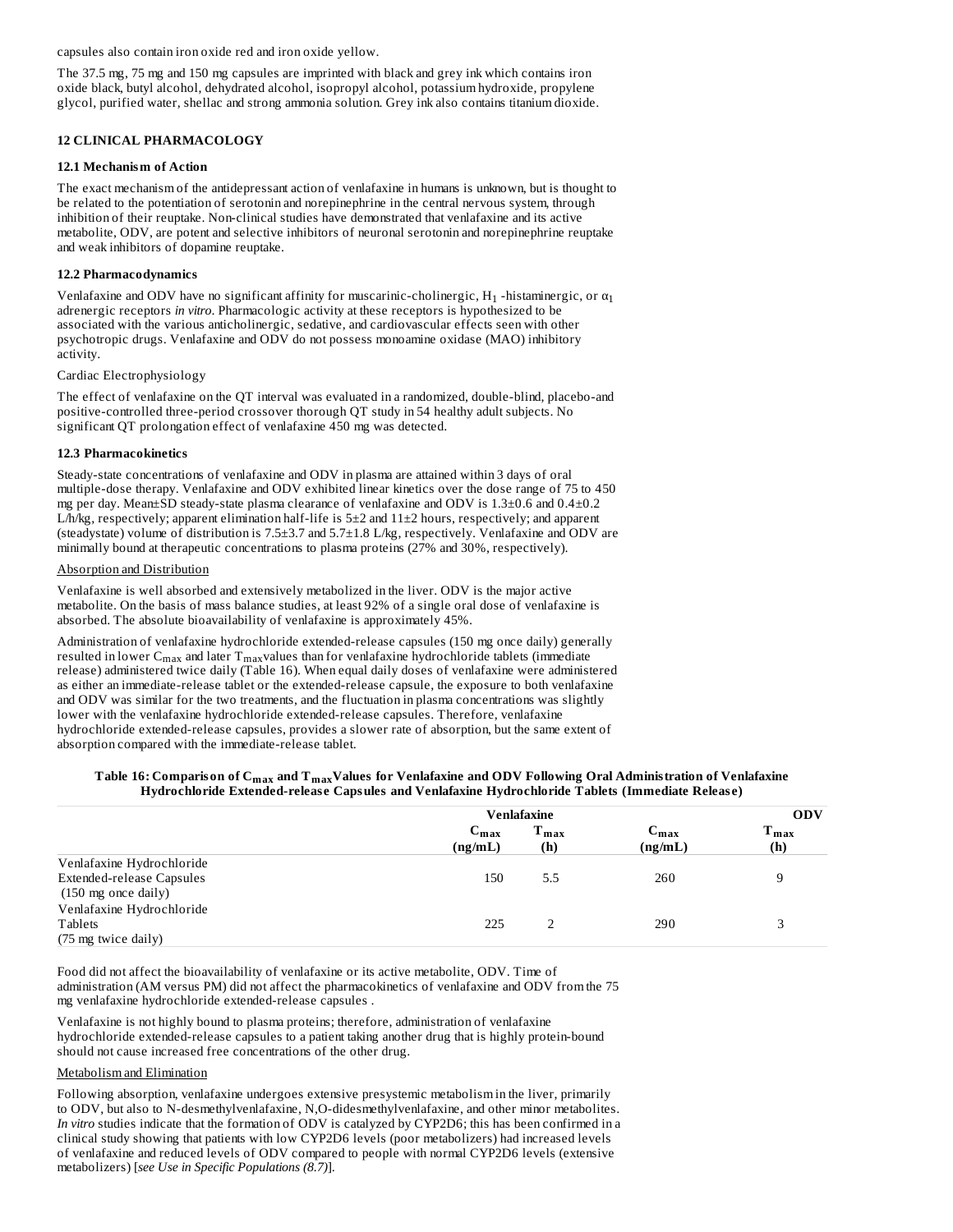capsules also contain iron oxide red and iron oxide yellow.

The 37.5 mg, 75 mg and 150 mg capsules are imprinted with black and grey ink which contains iron oxide black, butyl alcohol, dehydrated alcohol, isopropyl alcohol, potassium hydroxide, propylene glycol, purified water, shellac and strong ammonia solution. Grey ink also contains titanium dioxide.

## 12 CLINICAL PHARMACOLOGY

### 12.1 Mechanism of Action

The exact mechanism of the antidepressant action of venlafaxine in humans is unknown, but is thought to be related to the potentiation of serotonin and norepinephrine in the central nervous system, through inhibition of their reuptake. Non-clinical studies have demonstrated that venlafaxine and its active metabolite, ODV, are potent and selective inhibitors of neuronal serotonin and norepinephrine reuptake and weak inhibitors of dopamine reuptake.

### 12.2 Pharmacodynamics

Venlafaxine and ODV have no significant affinity for muscarinic-cholinergic, $H_1$ -histaminergic, or $\alpha_1$ adrenergic receptors *in vitro*. Pharmacologic activity at these receptors is hypothesized to be associated with the various anticholinergic, sedative, and cardiovascular effects seen with other psychotropic drugs. Venlafaxine and ODV do not possess monoamine oxidase (MAO) inhibitory activity.

Cardiac Electrophysiology

The effect of venlafaxine on the QT interval was evaluated in a randomized, double-blind, placebo-and positive-controlled three-period crossover thorough QT study in 54 healthy adult subjects. No significant QT prolongation effect of venlafaxine 450 mg was detected.

### 12.3 Pharmacokinetics

Steady-state concentrations of venlafaxine and ODV in plasma are attained within 3 days of oral multiple-dose therapy. Venlafaxine and ODV exhibited linear kinetics over the dose range of 75 to 450 mg per day. Mean±SD steady-state plasma clearance of venlafaxine and ODV is 1.3±0.6 and 0.4±0.2 L/h/kg, respectively; apparent elimination half-life is 5±2 and 11±2 hours, respectively; and apparent (steadystate) volume of distribution is 7.5±3.7 and 5.7±1.8 L/kg, respectively. Venlafaxine and ODV are minimally bound at therapeutic concentrations to plasma proteins (27% and 30%, respectively).

Absorption and Distribution

Venlafaxine is well absorbed and extensively metabolized in the liver. ODV is the major active metabolite. On the basis of mass balance studies, at least 92% of a single oral dose of venlafaxine is absorbed. The absolute bioavailability of venlafaxine is approximately 45%.

Administration of venlafaxine hydrochloride extended-release capsules (150 mg once daily) generally resulted in lower $C_{max}$ and later $T_{max}$ values than for venlafaxine hydrochloride tablets (immediate release) administered twice daily (Table 16). When equal daily doses of venlafaxine were administered as either an immediate-release tablet or the extended-release capsule, the exposure to both venlafaxine and ODV was similar for the two treatments, and the fluctuation in plasma concentrations was slightly lower with the venlafaxine hydrochloride extended-release capsules. Therefore, venlafaxine hydrochloride extended-release capsules, provides a slower rate of absorption, but the same extent of absorption compared with the immediate-release tablet.

**Table 16: Comparison of $C_{max}$ and $T_{max}$ Values for Venlafaxine and ODV Following Oral Administration of Venlafaxine Hydrochloride Extended-release Capsules and Venlafaxine Hydrochloride Tablets (Immediate Release)**

| | Venlafaxine | | ODV | |
|---|---|---|---|---|
| | $C_{max}$ (ng/mL) | $T_{max}$ (h) | $C_{max}$ (ng/mL) | $T_{max}$ (h) |
| Venlafaxine Hydrochloride Extended-release Capsules (150 mg once daily) | 150 | 5.5 | 260 | 9 |
| Venlafaxine Hydrochloride Tablets (75 mg twice daily) | 225 | 2 | 290 | 3 |

Food did not affect the bioavailability of venlafaxine or its active metabolite, ODV. Time of administration (AM versus PM) did not affect the pharmacokinetics of venlafaxine and ODV from the 75 mg venlafaxine hydrochloride extended-release capsules .

Venlafaxine is not highly bound to plasma proteins; therefore, administration of venlafaxine hydrochloride extended-release capsules to a patient taking another drug that is highly protein-bound should not cause increased free concentrations of the other drug.

Metabolism and Elimination

Following absorption, venlafaxine undergoes extensive presystemic metabolism in the liver, primarily to ODV, but also to N-desmethylvenlafaxine, N,O-didesmethylvenlafaxine, and other minor metabolites. *In vitro* studies indicate that the formation of ODV is catalyzed by CYP2D6; this has been confirmed in a clinical study showing that patients with low CYP2D6 levels (poor metabolizers) had increased levels of venlafaxine and reduced levels of ODV compared to people with normal CYP2D6 levels (extensive metabolizers) [*see Use in Specific Populations (8.7)*].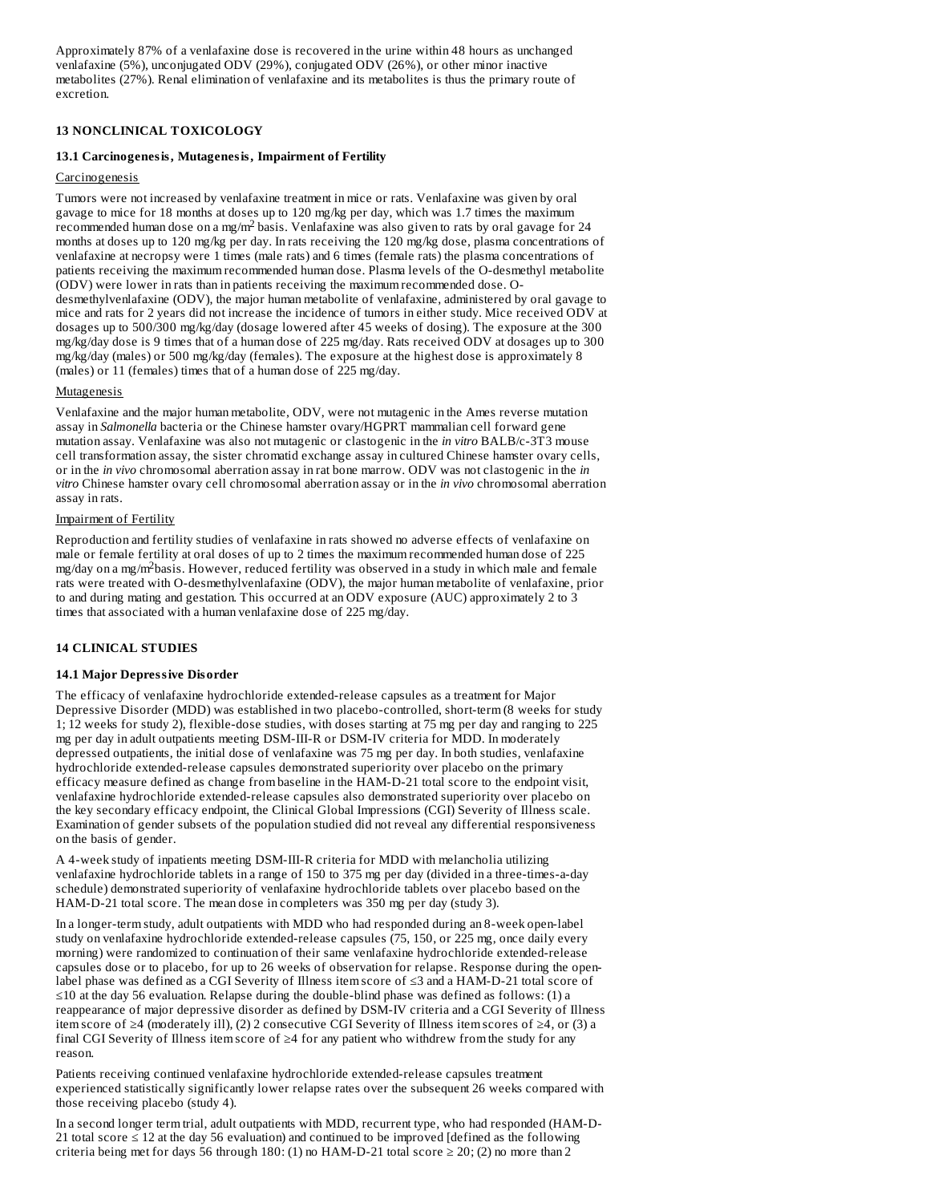Approximately 87% of a venlafaxine dose is recovered in the urine within 48 hours as unchanged venlafaxine (5%), unconjugated ODV (29%), conjugated ODV (26%), or other minor inactive metabolites (27%). Renal elimination of venlafaxine and its metabolites is thus the primary route of excretion.

## 13 NONCLINICAL TOXICOLOGY

### 13.1 Carcinogenesis, Mutagenesis, Impairment of Fertility

Carcinogenesis

Tumors were not increased by venlafaxine treatment in mice or rats. Venlafaxine was given by oral gavage to mice for 18 months at doses up to 120 mg/kg per day, which was 1.7 times the maximum recommended human dose on a mg/$m^2$ basis. Venlafaxine was also given to rats by oral gavage for 24 months at doses up to 120 mg/kg per day. In rats receiving the 120 mg/kg dose, plasma concentrations of venlafaxine at necropsy were 1 times (male rats) and 6 times (female rats) the plasma concentrations of patients receiving the maximum recommended human dose. Plasma levels of the O-desmethyl metabolite (ODV) were lower in rats than in patients receiving the maximum recommended dose. O-desmethylvenlafaxine (ODV), the major human metabolite of venlafaxine, administered by oral gavage to mice and rats for 2 years did not increase the incidence of tumors in either study. Mice received ODV at dosages up to 500/300 mg/kg/day (dosage lowered after 45 weeks of dosing). The exposure at the 300 mg/kg/day dose is 9 times that of a human dose of 225 mg/day. Rats received ODV at dosages up to 300 mg/kg/day (males) or 500 mg/kg/day (females). The exposure at the highest dose is approximately 8 (males) or 11 (females) times that of a human dose of 225 mg/day.

Mutagenesis

Venlafaxine and the major human metabolite, ODV, were not mutagenic in the Ames reverse mutation assay in *Salmonella* bacteria or the Chinese hamster ovary/HGPRT mammalian cell forward gene mutation assay. Venlafaxine was also not mutagenic or clastogenic in the *in vitro* BALB/c-3T3 mouse cell transformation assay, the sister chromatid exchange assay in cultured Chinese hamster ovary cells, or in the *in vivo* chromosomal aberration assay in rat bone marrow. ODV was not clastogenic in the *in vitro* Chinese hamster ovary cell chromosomal aberration assay or in the *in vivo* chromosomal aberration assay in rats.

Impairment of Fertility

Reproduction and fertility studies of venlafaxine in rats showed no adverse effects of venlafaxine on male or female fertility at oral doses of up to 2 times the maximum recommended human dose of 225 mg/day on a mg/$m^2$basis. However, reduced fertility was observed in a study in which male and female rats were treated with O-desmethylvenlafaxine (ODV), the major human metabolite of venlafaxine, prior to and during mating and gestation. This occurred at an ODV exposure (AUC) approximately 2 to 3 times that associated with a human venlafaxine dose of 225 mg/day.

## 14 CLINICAL STUDIES

### 14.1 Major Depressive Disorder

The efficacy of venlafaxine hydrochloride extended-release capsules as a treatment for Major Depressive Disorder (MDD) was established in two placebo-controlled, short-term (8 weeks for study 1; 12 weeks for study 2), flexible-dose studies, with doses starting at 75 mg per day and ranging to 225 mg per day in adult outpatients meeting DSM-III-R or DSM-IV criteria for MDD. In moderately depressed outpatients, the initial dose of venlafaxine was 75 mg per day. In both studies, venlafaxine hydrochloride extended-release capsules demonstrated superiority over placebo on the primary efficacy measure defined as change from baseline in the HAM-D-21 total score to the endpoint visit, venlafaxine hydrochloride extended-release capsules also demonstrated superiority over placebo on the key secondary efficacy endpoint, the Clinical Global Impressions (CGI) Severity of Illness scale. Examination of gender subsets of the population studied did not reveal any differential responsiveness on the basis of gender.

A 4-week study of inpatients meeting DSM-III-R criteria for MDD with melancholia utilizing venlafaxine hydrochloride tablets in a range of 150 to 375 mg per day (divided in a three-times-a-day schedule) demonstrated superiority of venlafaxine hydrochloride tablets over placebo based on the HAM-D-21 total score. The mean dose in completers was 350 mg per day (study 3).

In a longer-term study, adult outpatients with MDD who had responded during an 8-week open-label study on venlafaxine hydrochloride extended-release capsules (75, 150, or 225 mg, once daily every morning) were randomized to continuation of their same venlafaxine hydrochloride extended-release capsules dose or to placebo, for up to 26 weeks of observation for relapse. Response during the open-label phase was defined as a CGI Severity of Illness item score of ≤3 and a HAM-D-21 total score of ≤10 at the day 56 evaluation. Relapse during the double-blind phase was defined as follows: (1) a reappearance of major depressive disorder as defined by DSM-IV criteria and a CGI Severity of Illness item score of ≥4 (moderately ill), (2) 2 consecutive CGI Severity of Illness item scores of ≥4, or (3) a final CGI Severity of Illness item score of ≥4 for any patient who withdrew from the study for any reason.

Patients receiving continued venlafaxine hydrochloride extended-release capsules treatment experienced statistically significantly lower relapse rates over the subsequent 26 weeks compared with those receiving placebo (study 4).

In a second longer term trial, adult outpatients with MDD, recurrent type, who had responded (HAM-D-21 total score ≤ 12 at the day 56 evaluation) and continued to be improved [defined as the following criteria being met for days 56 through 180: (1) no HAM-D-21 total score ≥ 20; (2) no more than 2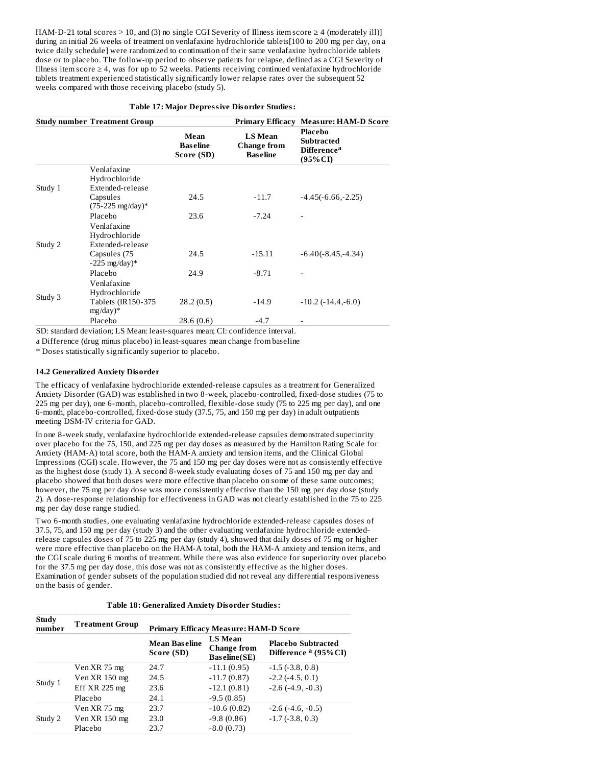HAM-D-21 total scores > 10, and (3) no single CGI Severity of Illness item score ≥ 4 (moderately ill)] during an initial 26 weeks of treatment on venlafaxine hydrochloride tablets[100 to 200 mg per day, on a twice daily schedule] were randomized to continuation of their same venlafaxine hydrochloride tablets dose or to placebo. The follow-up period to observe patients for relapse, defined as a CGI Severity of Illness item score ≥ 4, was for up to 52 weeks. Patients receiving continued venlafaxine hydrochloride tablets treatment experienced statistically significantly lower relapse rates over the subsequent 52 weeks compared with those receiving placebo (study 5).

**Table 17: Major Depressive Disorder Studies:**

| Study number | Treatment Group | Primary Efficacy Measure: HAM-D Score | | |
|---|---|---|---|---|
| | | Mean Baseline Score (SD) | LS Mean Change from Baseline | Placebo Subtracted Difference[a] (95%CI) |
| Study 1 | Venlafaxine Hydrochloride Extended-release Capsules (75-225 mg/day)* | 24.5 | -11.7 | -4.45(-6.66,-2.25) |
| | Placebo | 23.6 | -7.24 | - |
| Study 2 | Venlafaxine Hydrochloride Extended-release Capsules (75 -225 mg/day)* | 24.5 | -15.11 | -6.40(-8.45,-4.34) |
| | Placebo | 24.9 | -8.71 | - |
| Study 3 | Venlafaxine Hydrochloride Tablets (IR150-375 mg/day)* | 28.2 (0.5) | -14.9 | -10.2 (-14.4,-6.0) |
| | Placebo | 28.6 (0.6) | -4.7 | - |

SD: standard deviation; LS Mean: least-squares mean; CI: confidence interval.

a Difference (drug minus placebo) in least-squares mean change from baseline

* Doses statistically significantly superior to placebo.

### 14.2 Generalized Anxiety Disorder

The efficacy of venlafaxine hydrochloride extended-release capsules as a treatment for Generalized Anxiety Disorder (GAD) was established in two 8-week, placebo-controlled, fixed-dose studies (75 to 225 mg per day), one 6-month, placebo-controlled, flexible-dose study (75 to 225 mg per day), and one 6-month, placebo-controlled, fixed-dose study (37.5, 75, and 150 mg per day) in adult outpatients meeting DSM-IV criteria for GAD.

In one 8-week study, venlafaxine hydrochloride extended-release capsules demonstrated superiority over placebo for the 75, 150, and 225 mg per day doses as measured by the Hamilton Rating Scale for Anxiety (HAM-A) total score, both the HAM-A anxiety and tension items, and the Clinical Global Impressions (CGI) scale. However, the 75 and 150 mg per day doses were not as consistently effective as the highest dose (study 1). A second 8-week study evaluating doses of 75 and 150 mg per day and placebo showed that both doses were more effective than placebo on some of these same outcomes; however, the 75 mg per day dose was more consistently effective than the 150 mg per day dose (study 2). A dose-response relationship for effectiveness in GAD was not clearly established in the 75 to 225 mg per day dose range studied.

Two 6-month studies, one evaluating venlafaxine hydrochloride extended-release capsules doses of 37.5, 75, and 150 mg per day (study 3) and the other evaluating venlafaxine hydrochloride extended-release capsules doses of 75 to 225 mg per day (study 4), showed that daily doses of 75 mg or higher were more effective than placebo on the HAM-A total, both the HAM-A anxiety and tension items, and the CGI scale during 6 months of treatment. While there was also evidence for superiority over placebo for the 37.5 mg per day dose, this dose was not as consistently effective as the higher doses. Examination of gender subsets of the population studied did not reveal any differential responsiveness on the basis of gender.

**Table 18: Generalized Anxiety Disorder Studies:**

| Study number | Treatment Group | Primary Efficacy Measure: HAM-D Score | | |
|---|---|---|---|---|
| | | Mean Baseline Score (SD) | LS Mean Change from Baseline(SE) | Placebo Subtracted Difference [a] (95%CI) |
| Study 1 | Ven XR 75 mg | 24.7 | -11.1 (0.95) | -1.5 (-3.8, 0.8) |
| | Ven XR 150 mg | 24.5 | -11.7 (0.87) | -2.2 (-4.5, 0.1) |
| | Eff XR 225 mg | 23.6 | -12.1 (0.81) | -2.6 (-4.9, -0.3) |
| | Placebo | 24.1 | -9.5 (0.85) | |
| Study 2 | Ven XR 75 mg | 23.7 | -10.6 (0.82) | -2.6 (-4.6, -0.5) |
| | Ven XR 150 mg | 23.0 | -9.8 (0.86) | -1.7 (-3.8, 0.3) |
| | Placebo | 23.7 | -8.0 (0.73) | |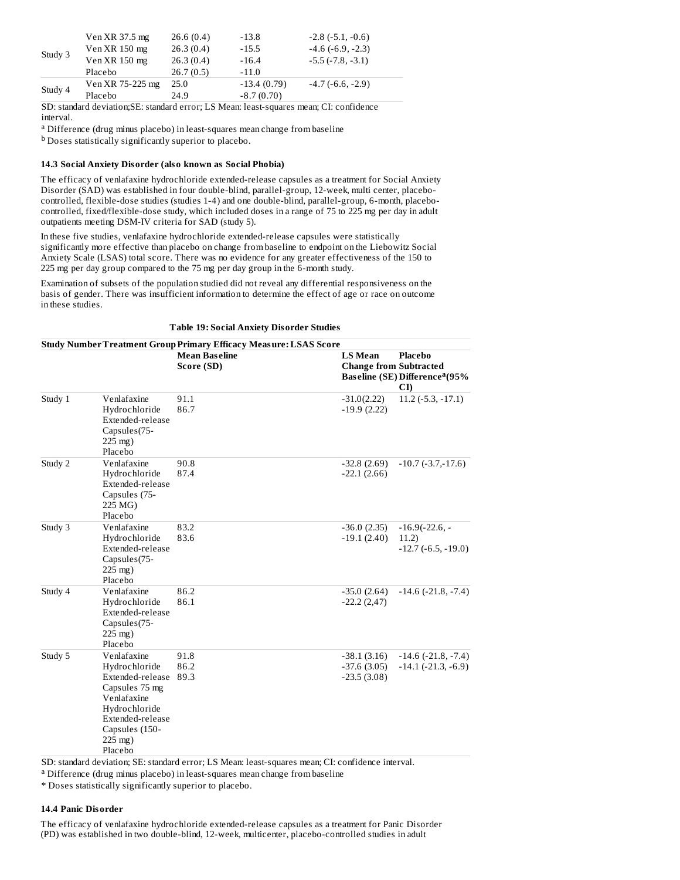| | | | | |
|---|---|---|---|---|
| Study 3 | Ven XR 37.5 mg | 26.6 (0.4) | -13.8 | -2.8 (-5.1, -0.6) |
| | Ven XR 150 mg | 26.3 (0.4) | -15.5 | -4.6 (-6.9, -2.3) |
| | Ven XR 150 mg | 26.3 (0.4) | -16.4 | -5.5 (-7.8, -3.1) |
| | Placebo | 26.7 (0.5) | -11.0 | |
| Study 4 | Ven XR 75-225 mg | 25.0 | -13.4 (0.79) | -4.7 (-6.6, -2.9) |
| | Placebo | 24.9 | -8.7 (0.70) | |

SD: standard deviation;SE: standard error; LS Mean: least-squares mean; CI: confidence interval.

[a] Difference (drug minus placebo) in least-squares mean change from baseline

[b] Doses statistically significantly superior to placebo.

### 14.3 Social Anxiety Disorder (also known as Social Phobia)

The efficacy of venlafaxine hydrochloride extended-release capsules as a treatment for Social Anxiety Disorder (SAD) was established in four double-blind, parallel-group, 12-week, multi center, placebo-controlled, flexible-dose studies (studies 1-4) and one double-blind, parallel-group, 6-month, placebo-controlled, fixed/flexible-dose study, which included doses in a range of 75 to 225 mg per day in adult outpatients meeting DSM-IV criteria for SAD (study 5).

In these five studies, venlafaxine hydrochloride extended-release capsules were statistically significantly more effective than placebo on change from baseline to endpoint on the Liebowitz Social Anxiety Scale (LSAS) total score. There was no evidence for any greater effectiveness of the 150 to 225 mg per day group compared to the 75 mg per day group in the 6-month study.

Examination of subsets of the population studied did not reveal any differential responsiveness on the basis of gender. There was insufficient information to determine the effect of age or race on outcome in these studies.

**Table 19: Social Anxiety Disorder Studies**

| Study Number | Treatment Group | Primary Efficacy Measure: LSAS Score | | |
|---|---|---|---|---|
| | | Mean Baseline Score (SD) | LS Mean Change from Baseline (SE) | Placebo Subtracted Difference[a](95% CI) |
| Study 1 | Venlafaxine Hydrochloride Extended-release Capsules(75-225 mg)<br>Placebo | 91.1<br>86.7 | -31.0(2.22)<br>-19.9 (2.22) | 11.2 (-5.3, -17.1) |
| Study 2 | Venlafaxine Hydrochloride Extended-release Capsules (75-225 MG)<br>Placebo | 90.8<br>87.4 | -32.8 (2.69)<br>-22.1 (2.66) | -10.7 (-3.7,-17.6) |
| Study 3 | Venlafaxine Hydrochloride Extended-release Capsules(75-225 mg)<br>Placebo | 83.2<br>83.6 | -36.0 (2.35)<br>-19.1 (2.40) | -16.9(-22.6, -11.2)<br>-12.7 (-6.5, -19.0) |
| Study 4 | Venlafaxine Hydrochloride Extended-release Capsules(75-225 mg)<br>Placebo | 86.2<br>86.1 | -35.0 (2.64)<br>-22.2 (2,47) | -14.6 (-21.8, -7.4) |
| Study 5 | Venlafaxine Hydrochloride Extended-release Capsules 75 mg<br>Venlafaxine Hydrochloride Extended-release Capsules (150-225 mg)<br>Placebo | 91.8<br>86.2<br>89.3 | -38.1 (3.16)<br>-37.6 (3.05)<br>-23.5 (3.08) | -14.6 (-21.8, -7.4)<br>-14.1 (-21.3, -6.9) |

SD: standard deviation; SE: standard error; LS Mean: least-squares mean; CI: confidence interval.

[a] Difference (drug minus placebo) in least-squares mean change from baseline

* Doses statistically significantly superior to placebo.

### 14.4 Panic Disorder

The efficacy of venlafaxine hydrochloride extended-release capsules as a treatment for Panic Disorder (PD) was established in two double-blind, 12-week, multicenter, placebo-controlled studies in adult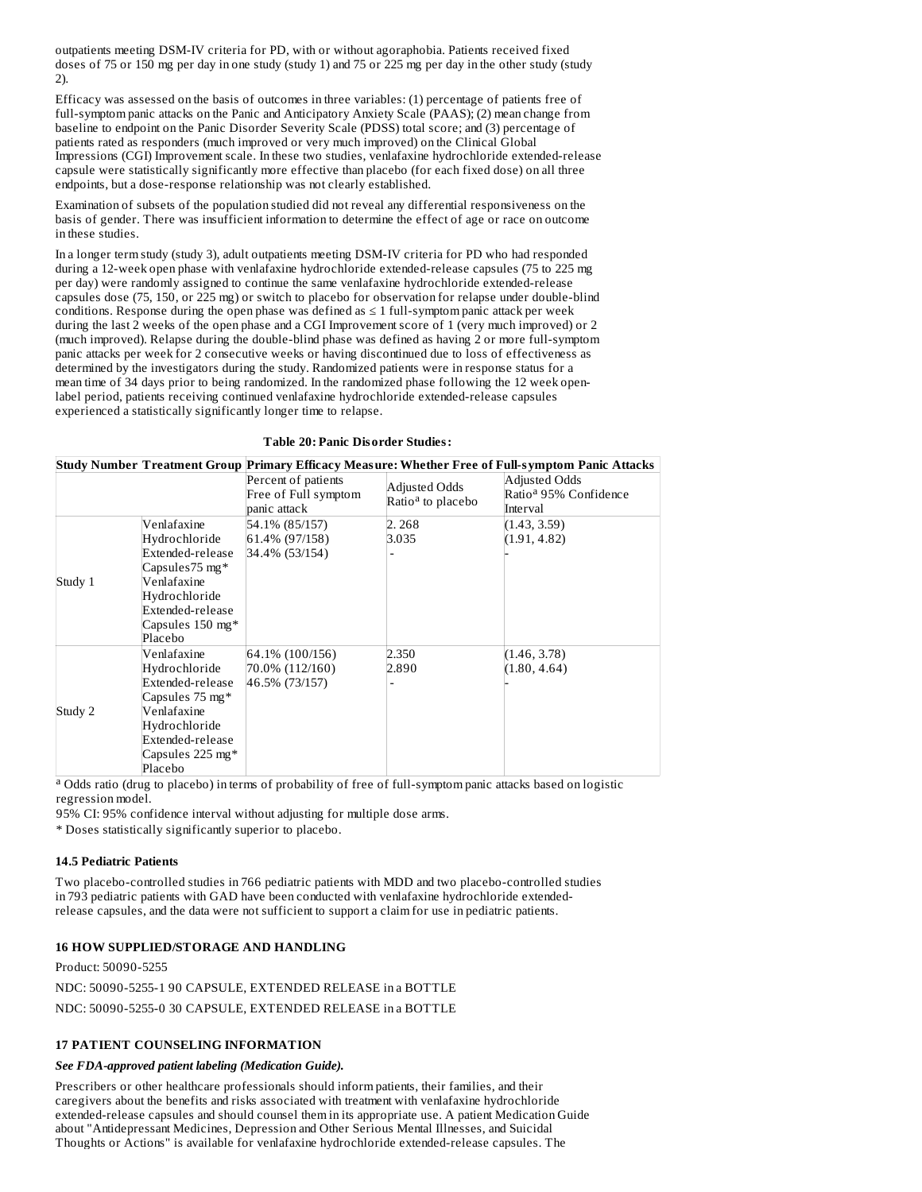outpatients meeting DSM-IV criteria for PD, with or without agoraphobia. Patients received fixed doses of 75 or 150 mg per day in one study (study 1) and 75 or 225 mg per day in the other study (study 2).

Efficacy was assessed on the basis of outcomes in three variables: (1) percentage of patients free of full-symptom panic attacks on the Panic and Anticipatory Anxiety Scale (PAAS); (2) mean change from baseline to endpoint on the Panic Disorder Severity Scale (PDSS) total score; and (3) percentage of patients rated as responders (much improved or very much improved) on the Clinical Global Impressions (CGI) Improvement scale. In these two studies, venlafaxine hydrochloride extended-release capsule were statistically significantly more effective than placebo (for each fixed dose) on all three endpoints, but a dose-response relationship was not clearly established.

Examination of subsets of the population studied did not reveal any differential responsiveness on the basis of gender. There was insufficient information to determine the effect of age or race on outcome in these studies.

In a longer term study (study 3), adult outpatients meeting DSM-IV criteria for PD who had responded during a 12-week open phase with venlafaxine hydrochloride extended-release capsules (75 to 225 mg per day) were randomly assigned to continue the same venlafaxine hydrochloride extended-release capsules dose (75, 150, or 225 mg) or switch to placebo for observation for relapse under double-blind conditions. Response during the open phase was defined as ≤ 1 full-symptom panic attack per week during the last 2 weeks of the open phase and a CGI Improvement score of 1 (very much improved) or 2 (much improved). Relapse during the double-blind phase was defined as having 2 or more full-symptom panic attacks per week for 2 consecutive weeks or having discontinued due to loss of effectiveness as determined by the investigators during the study. Randomized patients were in response status for a mean time of 34 days prior to being randomized. In the randomized phase following the 12 week open-label period, patients receiving continued venlafaxine hydrochloride extended-release capsules experienced a statistically significantly longer time to relapse.

**Table 20: Panic Disorder Studies:**

| Study Number | Treatment Group | Primary Efficacy Measure: Whether Free of Full-symptom Panic Attacks | | |
|---|---|---|---|---|
| | | Percent of patients Free of Full symptom panic attack | Adjusted Odds Ratio[a] to placebo | Adjusted Odds Ratio[a] 95% Confidence Interval |
| Study 1 | Venlafaxine Hydrochloride Extended-release Capsules75 mg* | 54.1% (85/157) | 2. 268 | (1.43, 3.59) |
| | Venlafaxine Hydrochloride Extended-release Capsules 150 mg* | 61.4% (97/158) | 3.035 | (1.91, 4.82) |
| | Placebo | 34.4% (53/154) | - | - |
| Study 2 | Venlafaxine Hydrochloride Extended-release Capsules 75 mg* | 64.1% (100/156) | 2.350 | (1.46, 3.78) |
| | Venlafaxine Hydrochloride Extended-release Capsules 225 mg* | 70.0% (112/160) | 2.890 | (1.80, 4.64) |
| | Placebo | 46.5% (73/157) | - | - |

[a] Odds ratio (drug to placebo) in terms of probability of free of full-symptom panic attacks based on logistic regression model.

95% CI: 95% confidence interval without adjusting for multiple dose arms.

* Doses statistically significantly superior to placebo.

### 14.5 Pediatric Patients

Two placebo-controlled studies in 766 pediatric patients with MDD and two placebo-controlled studies in 793 pediatric patients with GAD have been conducted with venlafaxine hydrochloride extended-release capsules, and the data were not sufficient to support a claim for use in pediatric patients.

## 16 HOW SUPPLIED/STORAGE AND HANDLING

Product: 50090-5255

NDC: 50090-5255-1 90 CAPSULE, EXTENDED RELEASE in a BOTTLE

NDC: 50090-5255-0 30 CAPSULE, EXTENDED RELEASE in a BOTTLE

## 17 PATIENT COUNSELING INFORMATION

***See FDA-approved patient labeling (Medication Guide).***

Prescribers or other healthcare professionals should inform patients, their families, and their caregivers about the benefits and risks associated with treatment with venlafaxine hydrochloride extended-release capsules and should counsel them in its appropriate use. A patient Medication Guide about "Antidepressant Medicines, Depression and Other Serious Mental Illnesses, and Suicidal Thoughts or Actions" is available for venlafaxine hydrochloride extended-release capsules. The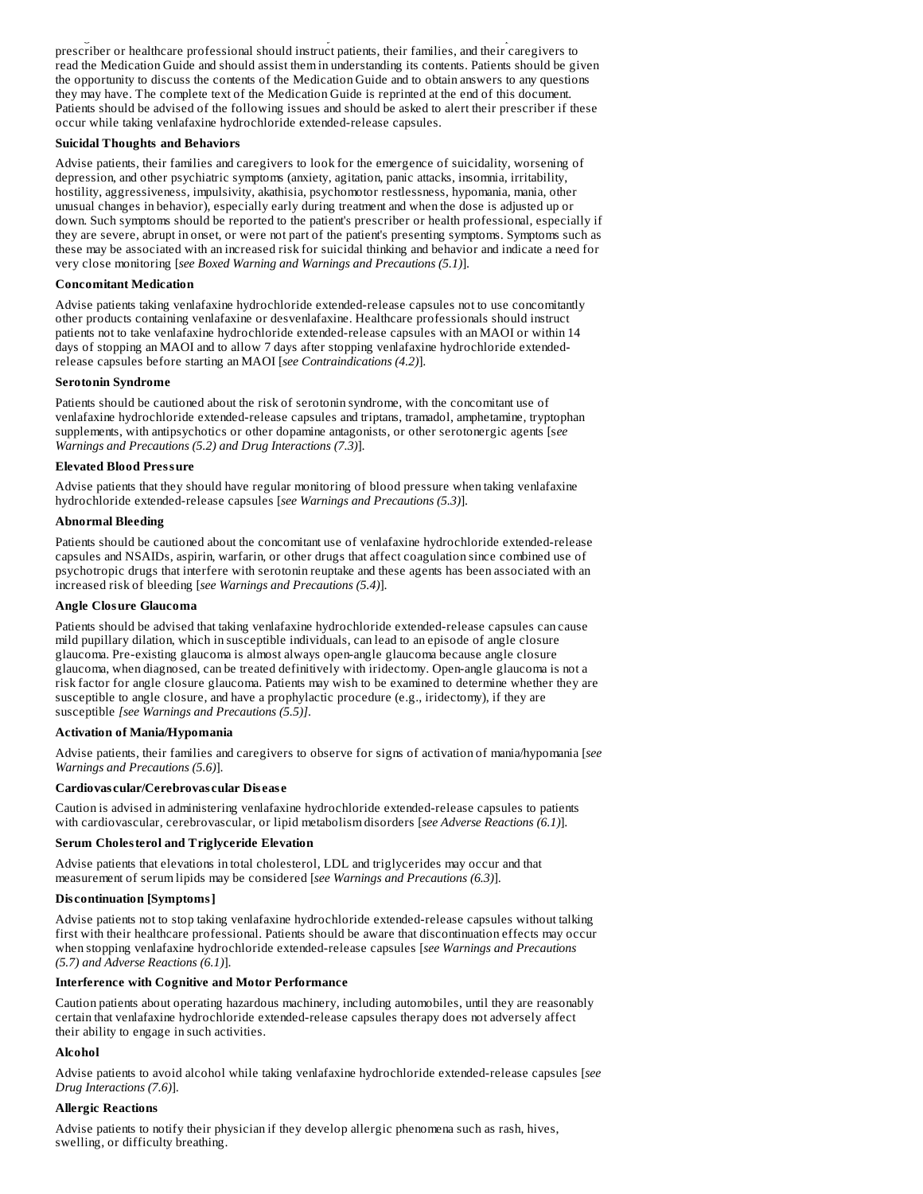prescriber or healthcare professional should instruct patients, their families, and their caregivers to read the Medication Guide and should assist them in understanding its contents. Patients should be given the opportunity to discuss the contents of the Medication Guide and to obtain answers to any questions they may have. The complete text of the Medication Guide is reprinted at the end of this document. Patients should be advised of the following issues and should be asked to alert their prescriber if these occur while taking venlafaxine hydrochloride extended-release capsules.

**Suicidal Thoughts and Behaviors**

Advise patients, their families and caregivers to look for the emergence of suicidality, worsening of depression, and other psychiatric symptoms (anxiety, agitation, panic attacks, insomnia, irritability, hostility, aggressiveness, impulsivity, akathisia, psychomotor restlessness, hypomania, mania, other unusual changes in behavior), especially early during treatment and when the dose is adjusted up or down. Such symptoms should be reported to the patient's prescriber or health professional, especially if they are severe, abrupt in onset, or were not part of the patient's presenting symptoms. Symptoms such as these may be associated with an increased risk for suicidal thinking and behavior and indicate a need for very close monitoring [*see Boxed Warning and Warnings and Precautions (5.1)*].

**Concomitant Medication**

Advise patients taking venlafaxine hydrochloride extended-release capsules not to use concomitantly other products containing venlafaxine or desvenlafaxine. Healthcare professionals should instruct patients not to take venlafaxine hydrochloride extended-release capsules with an MAOI or within 14 days of stopping an MAOI and to allow 7 days after stopping venlafaxine hydrochloride extended-release capsules before starting an MAOI [*see Contraindications (4.2)*].

**Serotonin Syndrome**

Patients should be cautioned about the risk of serotonin syndrome, with the concomitant use of venlafaxine hydrochloride extended-release capsules and triptans, tramadol, amphetamine, tryptophan supplements, with antipsychotics or other dopamine antagonists, or other serotonergic agents [*see Warnings and Precautions (5.2) and Drug Interactions (7.3)*].

**Elevated Blood Pressure**

Advise patients that they should have regular monitoring of blood pressure when taking venlafaxine hydrochloride extended-release capsules [*see Warnings and Precautions (5.3)*].

**Abnormal Bleeding**

Patients should be cautioned about the concomitant use of venlafaxine hydrochloride extended-release capsules and NSAIDs, aspirin, warfarin, or other drugs that affect coagulation since combined use of psychotropic drugs that interfere with serotonin reuptake and these agents has been associated with an increased risk of bleeding [*see Warnings and Precautions (5.4)*].

**Angle Closure Glaucoma**

Patients should be advised that taking venlafaxine hydrochloride extended-release capsules can cause mild pupillary dilation, which in susceptible individuals, can lead to an episode of angle closure glaucoma. Pre-existing glaucoma is almost always open-angle glaucoma because angle closure glaucoma, when diagnosed, can be treated definitively with iridectomy. Open-angle glaucoma is not a risk factor for angle closure glaucoma. Patients may wish to be examined to determine whether they are susceptible to angle closure, and have a prophylactic procedure (e.g., iridectomy), if they are susceptible *[see Warnings and Precautions (5.5)]*.

**Activation of Mania/Hypomania**

Advise patients, their families and caregivers to observe for signs of activation of mania/hypomania [*see Warnings and Precautions (5.6)*].

**Cardiovascular/Cerebrovascular Disease**

Caution is advised in administering venlafaxine hydrochloride extended-release capsules to patients with cardiovascular, cerebrovascular, or lipid metabolism disorders [*see Adverse Reactions (6.1)*].

**Serum Cholesterol and Triglyceride Elevation**

Advise patients that elevations in total cholesterol, LDL and triglycerides may occur and that measurement of serum lipids may be considered [*see Warnings and Precautions (6.3)*].

**Discontinuation [Symptoms]**

Advise patients not to stop taking venlafaxine hydrochloride extended-release capsules without talking first with their healthcare professional. Patients should be aware that discontinuation effects may occur when stopping venlafaxine hydrochloride extended-release capsules [*see Warnings and Precautions (5.7) and Adverse Reactions (6.1)*].

**Interference with Cognitive and Motor Performance**

Caution patients about operating hazardous machinery, including automobiles, until they are reasonably certain that venlafaxine hydrochloride extended-release capsules therapy does not adversely affect their ability to engage in such activities.

**Alcohol**

Advise patients to avoid alcohol while taking venlafaxine hydrochloride extended-release capsules [*see Drug Interactions (7.6)*].

**Allergic Reactions**

Advise patients to notify their physician if they develop allergic phenomena such as rash, hives, swelling, or difficulty breathing.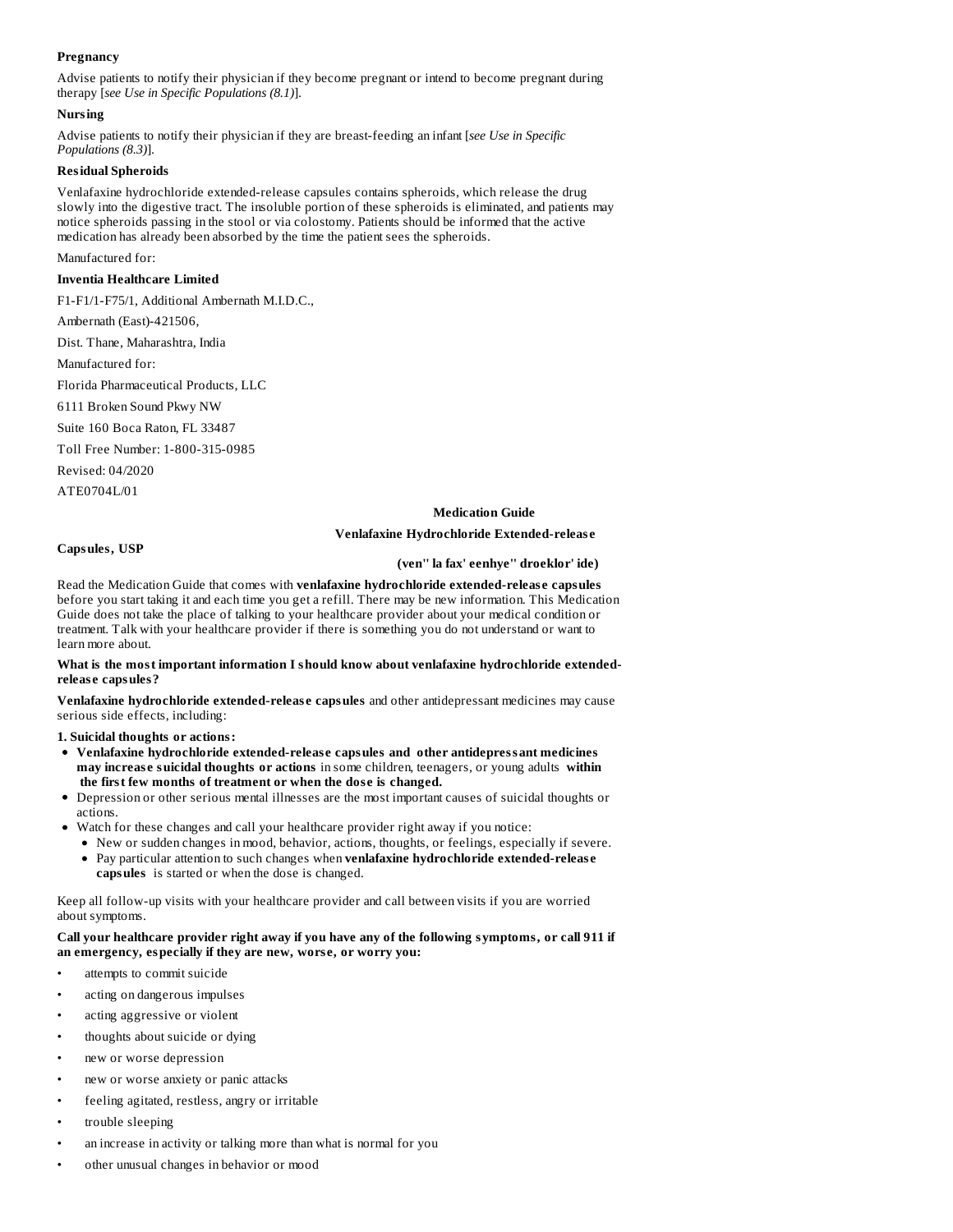**Pregnancy**

Advise patients to notify their physician if they become pregnant or intend to become pregnant during therapy [*see Use in Specific Populations (8.1)*].

**Nursing**

Advise patients to notify their physician if they are breast-feeding an infant [*see Use in Specific Populations (8.3)*].

**Residual Spheroids**

Venlafaxine hydrochloride extended-release capsules contains spheroids, which release the drug slowly into the digestive tract. The insoluble portion of these spheroids is eliminated, and patients may notice spheroids passing in the stool or via colostomy. Patients should be informed that the active medication has already been absorbed by the time the patient sees the spheroids.

Manufactured for:

**Inventia Healthcare Limited**

F1-F1/1-F75/1, Additional Ambernath M.I.D.C.,

Ambernath (East)-421506,

Dist. Thane, Maharashtra, India

Manufactured for:

Florida Pharmaceutical Products, LLC

6111 Broken Sound Pkwy NW

Suite 160 Boca Raton, FL 33487

Toll Free Number: 1-800-315-0985

Revised: 04/2020

ATE0704L/01

## Medication Guide

## Venlafaxine Hydrochloride Extended-release Capsules, USP

**(ven" la fax' eenhye" droeklor' ide)**

Read the Medication Guide that comes with **venlafaxine hydrochloride extended-release capsules** before you start taking it and each time you get a refill. There may be new information. This Medication Guide does not take the place of talking to your healthcare provider about your medical condition or treatment. Talk with your healthcare provider if there is something you do not understand or want to learn more about.

**What is the most important information I should know about venlafaxine hydrochloride extended-release capsules?**

**Venlafaxine hydrochloride extended-release capsules** and other antidepressant medicines may cause serious side effects, including:

**1. Suicidal thoughts or actions:**

- **Venlafaxine hydrochloride extended-release capsules and other antidepressant medicines may increase suicidal thoughts or actions** in some children, teenagers, or young adults **within the first few months of treatment or when the dose is changed.**
- Depression or other serious mental illnesses are the most important causes of suicidal thoughts or actions.
- Watch for these changes and call your healthcare provider right away if you notice:
  - New or sudden changes in mood, behavior, actions, thoughts, or feelings, especially if severe.
  - Pay particular attention to such changes when **venlafaxine hydrochloride extended-release capsules** is started or when the dose is changed.

Keep all follow-up visits with your healthcare provider and call between visits if you are worried about symptoms.

**Call your healthcare provider right away if you have any of the following symptoms, or call 911 if an emergency, especially if they are new, worse, or worry you:**

- attempts to commit suicide
- acting on dangerous impulses
- acting aggressive or violent
- thoughts about suicide or dying
- new or worse depression
- new or worse anxiety or panic attacks
- feeling agitated, restless, angry or irritable
- trouble sleeping
- an increase in activity or talking more than what is normal for you
- other unusual changes in behavior or mood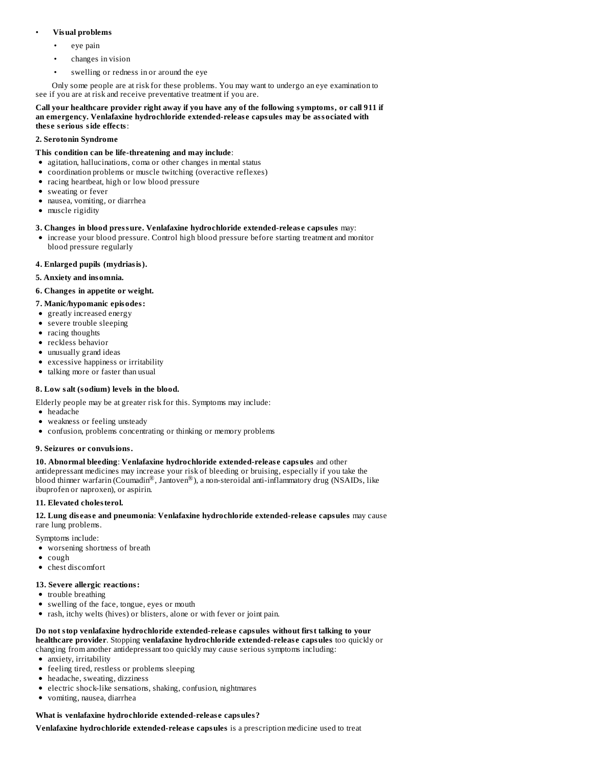- **Visual problems**
  - eye pain
  - changes in vision
  - swelling or redness in or around the eye

  Only some people are at risk for these problems. You may want to undergo an eye examination to see if you are at risk and receive preventative treatment if you are.

**Call your healthcare provider right away if you have any of the following symptoms, or call 911 if an emergency. Venlafaxine hydrochloride extended-release capsules may be associated with these serious side effects**:

**2. Serotonin Syndrome**

**This condition can be life-threatening and may include**:

- agitation, hallucinations, coma or other changes in mental status
- coordination problems or muscle twitching (overactive reflexes)
- racing heartbeat, high or low blood pressure
- sweating or fever
- nausea, vomiting, or diarrhea
- muscle rigidity

**3. Changes in blood pressure. Venlafaxine hydrochloride extended-release capsules** may:

- increase your blood pressure. Control high blood pressure before starting treatment and monitor blood pressure regularly

**4. Enlarged pupils (mydriasis).**

**5. Anxiety and insomnia.**

**6. Changes in appetite or weight.**

**7. Manic/hypomanic episodes:**

- greatly increased energy
- severe trouble sleeping
- racing thoughts
- reckless behavior
- unusually grand ideas
- excessive happiness or irritability
- talking more or faster than usual

**8. Low salt (sodium) levels in the blood.**

Elderly people may be at greater risk for this. Symptoms may include:

- headache
- weakness or feeling unsteady
- confusion, problems concentrating or thinking or memory problems

**9. Seizures or convulsions.**

**10. Abnormal bleeding**: **Venlafaxine hydrochloride extended-release capsules** and other antidepressant medicines may increase your risk of bleeding or bruising, especially if you take the blood thinner warfarin (Coumadin®, Jantoven®), a non-steroidal anti-inflammatory drug (NSAIDs, like ibuprofen or naproxen), or aspirin.

**11. Elevated cholesterol.**

**12. Lung disease and pneumonia**: **Venlafaxine hydrochloride extended-release capsules** may cause rare lung problems.

Symptoms include:

- worsening shortness of breath
- cough
- chest discomfort

**13. Severe allergic reactions:**

- trouble breathing
- swelling of the face, tongue, eyes or mouth
- rash, itchy welts (hives) or blisters, alone or with fever or joint pain.

**Do not stop venlafaxine hydrochloride extended-release capsules without first talking to your healthcare provider**. Stopping **venlafaxine hydrochloride extended-release capsules** too quickly or changing from another antidepressant too quickly may cause serious symptoms including:

- anxiety, irritability
- feeling tired, restless or problems sleeping
- headache, sweating, dizziness
- electric shock-like sensations, shaking, confusion, nightmares
- vomiting, nausea, diarrhea

**What is venlafaxine hydrochloride extended-release capsules?**

**Venlafaxine hydrochloride extended-release capsules** is a prescription medicine used to treat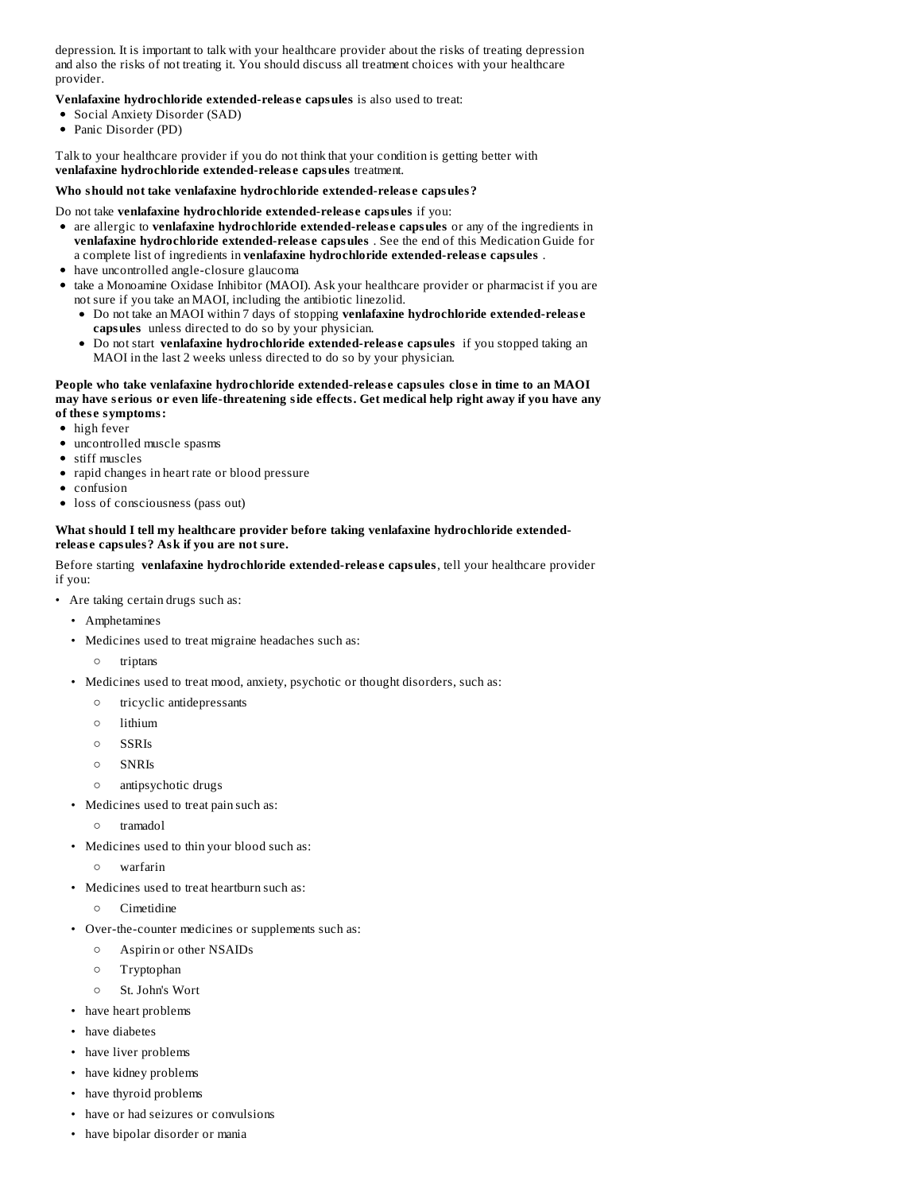depression. It is important to talk with your healthcare provider about the risks of treating depression and also the risks of not treating it. You should discuss all treatment choices with your healthcare provider.

**Venlafaxine hydrochloride extended-release capsules** is also used to treat:

- Social Anxiety Disorder (SAD)
- Panic Disorder (PD)

Talk to your healthcare provider if you do not think that your condition is getting better with **venlafaxine hydrochloride extended-release capsules** treatment.

**Who should not take venlafaxine hydrochloride extended-release capsules?**

Do not take **venlafaxine hydrochloride extended-release capsules** if you:

- are allergic to **venlafaxine hydrochloride extended-release capsules** or any of the ingredients in **venlafaxine hydrochloride extended-release capsules** . See the end of this Medication Guide for a complete list of ingredients in **venlafaxine hydrochloride extended-release capsules** .
- have uncontrolled angle-closure glaucoma
- take a Monoamine Oxidase Inhibitor (MAOI). Ask your healthcare provider or pharmacist if you are not sure if you take an MAOI, including the antibiotic linezolid.
  - Do not take an MAOI within 7 days of stopping **venlafaxine hydrochloride extended-release capsules** unless directed to do so by your physician.
  - Do not start **venlafaxine hydrochloride extended-release capsules** if you stopped taking an MAOI in the last 2 weeks unless directed to do so by your physician.

**People who take venlafaxine hydrochloride extended-release capsules close in time to an MAOI may have serious or even life-threatening side effects. Get medical help right away if you have any of these symptoms:**

- high fever
- uncontrolled muscle spasms
- stiff muscles
- rapid changes in heart rate or blood pressure
- confusion
- loss of consciousness (pass out)

**What should I tell my healthcare provider before taking venlafaxine hydrochloride extended-release capsules? Ask if you are not sure.**

Before starting **venlafaxine hydrochloride extended-release capsules**, tell your healthcare provider if you:

- Are taking certain drugs such as:
  - Amphetamines
  - Medicines used to treat migraine headaches such as:
    - triptans
  - Medicines used to treat mood, anxiety, psychotic or thought disorders, such as:
    - tricyclic antidepressants
    - lithium
    - SSRIs
    - SNRIs
    - antipsychotic drugs
  - Medicines used to treat pain such as:
    - tramadol
  - Medicines used to thin your blood such as:
    - warfarin
  - Medicines used to treat heartburn such as:
    - Cimetidine
  - Over-the-counter medicines or supplements such as:
    - Aspirin or other NSAIDs
    - Tryptophan
    - St. John's Wort
  - have heart problems
  - have diabetes
  - have liver problems
  - have kidney problems
  - have thyroid problems
  - have or had seizures or convulsions
  - have bipolar disorder or mania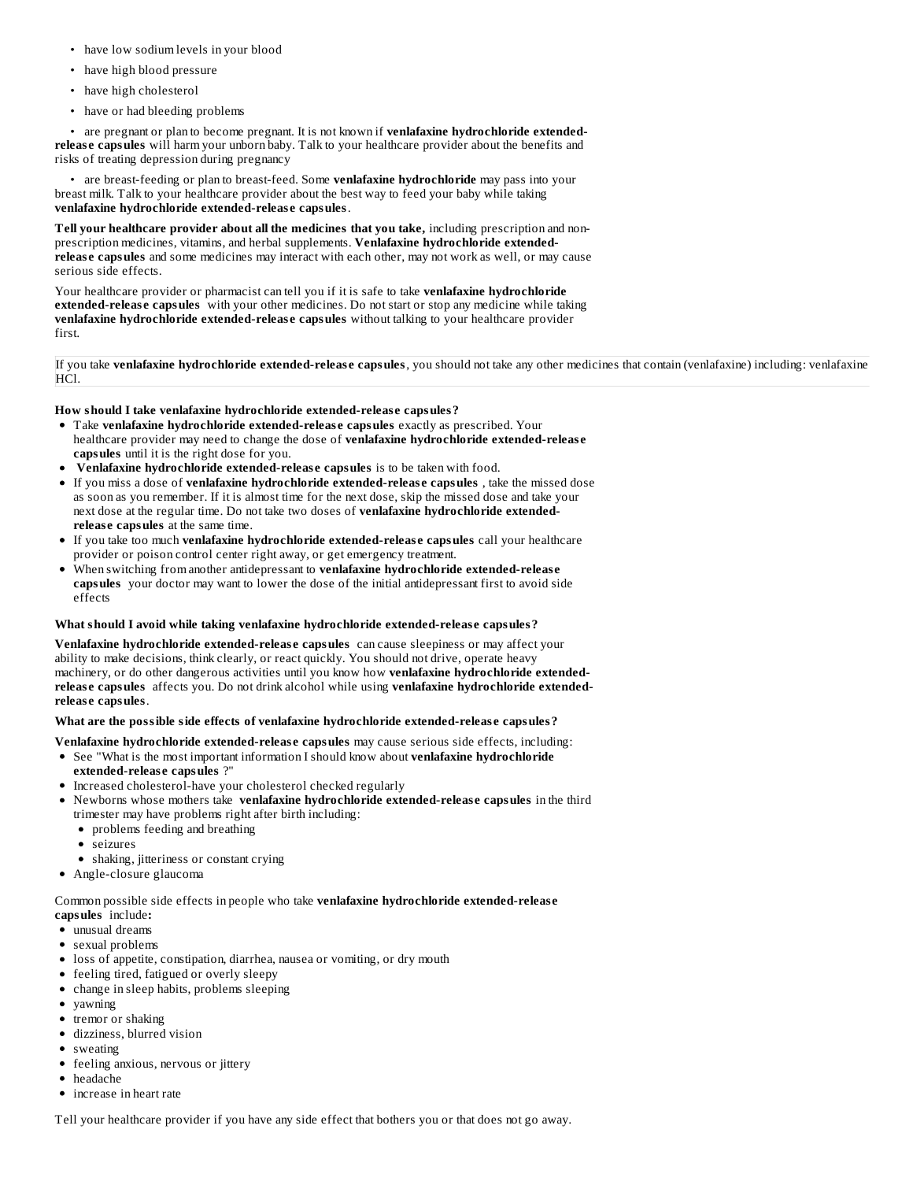- have low sodium levels in your blood
- have high blood pressure
- have high cholesterol
- have or had bleeding problems
- are pregnant or plan to become pregnant. It is not known if **venlafaxine hydrochloride extended-release capsules** will harm your unborn baby. Talk to your healthcare provider about the benefits and risks of treating depression during pregnancy
- are breast-feeding or plan to breast-feed. Some **venlafaxine hydrochloride** may pass into your breast milk. Talk to your healthcare provider about the best way to feed your baby while taking **venlafaxine hydrochloride extended-release capsules**.

**Tell your healthcare provider about all the medicines that you take,** including prescription and non-prescription medicines, vitamins, and herbal supplements. **Venlafaxine hydrochloride extended-release capsules** and some medicines may interact with each other, may not work as well, or may cause serious side effects.

Your healthcare provider or pharmacist can tell you if it is safe to take **venlafaxine hydrochloride extended-release capsules** with your other medicines. Do not start or stop any medicine while taking **venlafaxine hydrochloride extended-release capsules** without talking to your healthcare provider first.

If you take **venlafaxine hydrochloride extended-release capsules**, you should not take any other medicines that contain (venlafaxine) including: venlafaxine HCl.

**How should I take venlafaxine hydrochloride extended-release capsules?**

- Take **venlafaxine hydrochloride extended-release capsules** exactly as prescribed. Your healthcare provider may need to change the dose of **venlafaxine hydrochloride extended-release capsules** until it is the right dose for you.
- **Venlafaxine hydrochloride extended-release capsules** is to be taken with food.
- If you miss a dose of **venlafaxine hydrochloride extended-release capsules** , take the missed dose as soon as you remember. If it is almost time for the next dose, skip the missed dose and take your next dose at the regular time. Do not take two doses of **venlafaxine hydrochloride extended-release capsules** at the same time.
- If you take too much **venlafaxine hydrochloride extended-release capsules** call your healthcare provider or poison control center right away, or get emergency treatment.
- When switching from another antidepressant to **venlafaxine hydrochloride extended-release capsules** your doctor may want to lower the dose of the initial antidepressant first to avoid side effects

**What should I avoid while taking venlafaxine hydrochloride extended-release capsules?**

**Venlafaxine hydrochloride extended-release capsules** can cause sleepiness or may affect your ability to make decisions, think clearly, or react quickly. You should not drive, operate heavy machinery, or do other dangerous activities until you know how **venlafaxine hydrochloride extended-release capsules** affects you. Do not drink alcohol while using **venlafaxine hydrochloride extended-release capsules**.

**What are the possible side effects of venlafaxine hydrochloride extended-release capsules?**

**Venlafaxine hydrochloride extended-release capsules** may cause serious side effects, including:

- See "What is the most important information I should know about **venlafaxine hydrochloride extended-release capsules** ?"
- Increased cholesterol-have your cholesterol checked regularly
- Newborns whose mothers take **venlafaxine hydrochloride extended-release capsules** in the third trimester may have problems right after birth including:
  - problems feeding and breathing
  - seizures
  - shaking, jitteriness or constant crying
- Angle-closure glaucoma

Common possible side effects in people who take **venlafaxine hydrochloride extended-release capsules** include**:**

- unusual dreams
- sexual problems
- loss of appetite, constipation, diarrhea, nausea or vomiting, or dry mouth
- feeling tired, fatigued or overly sleepy
- change in sleep habits, problems sleeping
- yawning
- tremor or shaking
- dizziness, blurred vision
- sweating
- feeling anxious, nervous or jittery
- headache
- increase in heart rate

Tell your healthcare provider if you have any side effect that bothers you or that does not go away.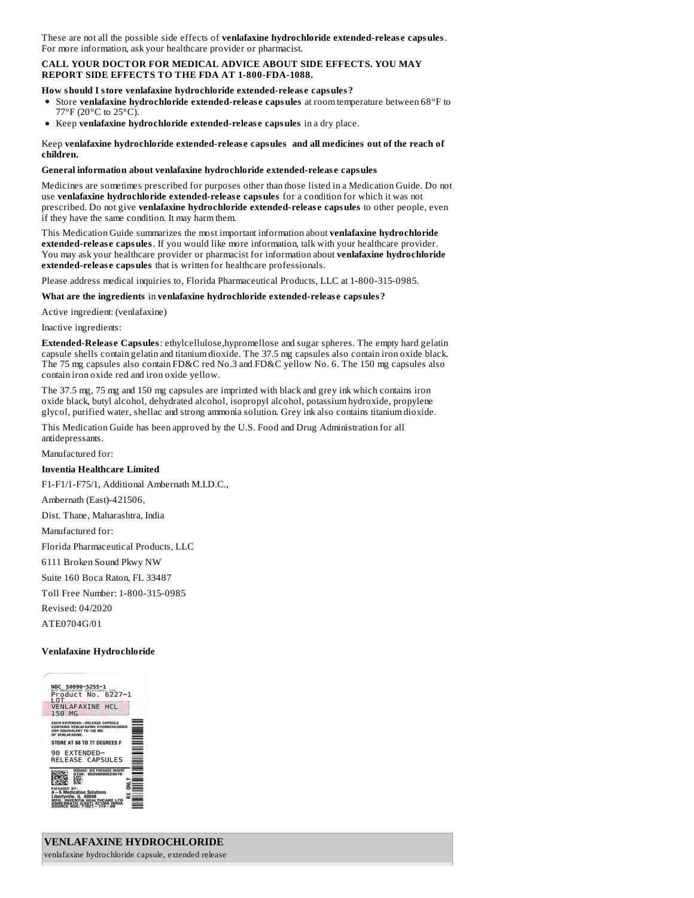These are not all the possible side effects of **venlafaxine hydrochloride extended-release capsules**. For more information, ask your healthcare provider or pharmacist.

**CALL YOUR DOCTOR FOR MEDICAL ADVICE ABOUT SIDE EFFECTS. YOU MAY REPORT SIDE EFFECTS TO THE FDA AT 1-800-FDA-1088.**

**How should I store venlafaxine hydrochloride extended-release capsules?**

- Store **venlafaxine hydrochloride extended-release capsules** at room temperature between 68°F to 77°F (20°C to 25°C).
- Keep **venlafaxine hydrochloride extended-release capsules** in a dry place.

Keep **venlafaxine hydrochloride extended-release capsules and all medicines out of the reach of children.**

**General information about venlafaxine hydrochloride extended-release capsules**

Medicines are sometimes prescribed for purposes other than those listed in a Medication Guide. Do not use **venlafaxine hydrochloride extended-release capsules** for a condition for which it was not prescribed. Do not give **venlafaxine hydrochloride extended-release capsules** to other people, even if they have the same condition. It may harm them.

This Medication Guide summarizes the most important information about **venlafaxine hydrochloride extended-release capsules**. If you would like more information, talk with your healthcare provider. You may ask your healthcare provider or pharmacist for information about **venlafaxine hydrochloride extended-release capsules** that is written for healthcare professionals.

Please address medical inquiries to, Florida Pharmaceutical Products, LLC at 1-800-315-0985.

**What are the ingredients** in **venlafaxine hydrochloride extended-release capsules?**

Active ingredient: (venlafaxine)

Inactive ingredients:

**Extended-Release Capsules**: ethylcellulose,hypromellose and sugar spheres. The empty hard gelatin capsule shells contain gelatin and titanium dioxide. The 37.5 mg capsules also contain iron oxide black. The 75 mg capsules also contain FD&C red No.3 and FD&C yellow No. 6. The 150 mg capsules also contain iron oxide red and iron oxide yellow.

The 37.5 mg, 75 mg and 150 mg capsules are imprinted with black and grey ink which contains iron oxide black, butyl alcohol, dehydrated alcohol, isopropyl alcohol, potassium hydroxide, propylene glycol, purified water, shellac and strong ammonia solution. Grey ink also contains titanium dioxide.

This Medication Guide has been approved by the U.S. Food and Drug Administration for all antidepressants.

Manufactured for:

**Inventia Healthcare Limited**

F1-F1/1-F75/1, Additional Ambernath M.I.D.C.,

Ambernath (East)-421506,

Dist. Thane, Maharashtra, India

Manufactured for:

Florida Pharmaceutical Products, LLC

6111 Broken Sound Pkwy NW

Suite 160 Boca Raton, FL 33487

Toll Free Number: 1-800-315-0985

Revised: 04/2020

ATE0704G/01

**Venlafaxine Hydrochloride**

NDC 50090-5255-1
A-S Medication Solutions, LLC
Product No. 6227-1
LOT
VENLAFAXINE HCL
150 MG

EACH EXTENDED-RELEASE CAPSULE CONTAINS VENLAFAXINE HYDROCHLORIDE USP EQUIVALENT TO 150 MG OF VENLAFAXINE.

STORE AT 68 TO 77 DEGREES F

90 EXTENDED-RELEASE CAPSULES

DOSAGE: SEE PACKAGE INSERT
GTIN: 00350090525519
LOT:
EXP:
S/N:

RX ONLY

PACKAGED BY:
A-S Medication Solutions
Libertyville, IL 60048
MFG: INVENTIA HEALTHCARE LTD
AMBERNATH (EAST) 421506 INDIA
SOURCE NDC: 71921-174-09

**VENLAFAXINE HYDROCHLORIDE**

venlafaxine hydrochloride capsule, extended release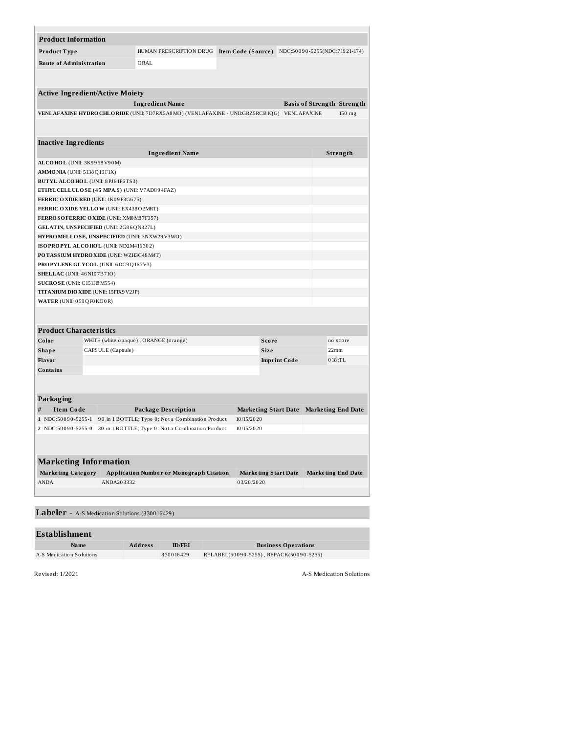| Product Information | | | |
|---|---|---|---|
| Product Type | HUMAN PRESCRIPTION DRUG | Item Code (Source) | NDC:50090-5255(NDC:71921-174) |
| Route of Administration | ORAL | | |

| Active Ingredient/Active Moiety | | |
|---|---|---|
| Ingredient Name | Basis of Strength | Strength |
| VENLAFAXINE HYDROCHLORIDE (UNII: 7D7RX5A8MO) (VENLAFAXINE - UNII:GRZ5RCB1QG) | VENLAFAXINE | 150 mg |

| Inactive Ingredients | |
|---|---|
| Ingredient Name | Strength |
| ALCOHOL (UNII: 3K9958V90M) | |
| AMMONIA (UNII: 5138Q19F1X) | |
| BUTYL ALCOHOL (UNII: 8PJ61P6TS3) | |
| ETHYLCELLULOSE (45 MPA.S) (UNII: V7AD894FAZ) | |
| FERRIC OXIDE RED (UNII: 1K09F3G675) | |
| FERRIC OXIDE YELLOW (UNII: EX438O2MRT) | |
| FERROSOFERRIC OXIDE (UNII: XM0M87F357) | |
| GELATIN, UNSPECIFIED (UNII: 2G86QN327L) | |
| HYPROMELLOSE, UNSPECIFIED (UNII: 3NXW29V3WO) | |
| ISOPROPYL ALCOHOL (UNII: ND2M416302) | |
| POTASSIUM HYDROXIDE (UNII: WZH3C48M4T) | |
| PROPYLENE GLYCOL (UNII: 6DC9Q167V3) | |
| SHELLAC (UNII: 46N107B71O) | |
| SUCROSE (UNII: C151H8M554) | |
| TITANIUM DIOXIDE (UNII: 15FIX9V2JP) | |
| WATER (UNII: 059QF0KO0R) | |

| Product Characteristics | | | |
|---|---|---|---|
| Color | WHITE (white opaque) , ORANGE (orange) | Score | no score |
| Shape | CAPSULE (Capsule) | Size | 22mm |
| Flavor | | Imprint Code | 018;TL |
| Contains | | | |

| Packaging | | | | |
|---|---|---|---|---|
| # | Item Code | Package Description | Marketing Start Date | Marketing End Date |
| 1 | NDC:50090-5255-1 | 90 in 1 BOTTLE; Type 0: Not a Combination Product | 10/15/2020 | |
| 2 | NDC:50090-5255-0 | 30 in 1 BOTTLE; Type 0: Not a Combination Product | 10/15/2020 | |

| Marketing Information | | | |
|---|---|---|---|
| Marketing Category | Application Number or Monograph Citation | Marketing Start Date | Marketing End Date |
| ANDA | ANDA203332 | 03/20/2020 | |

**Labeler -** A-S Medication Solutions (830016429)

| Establishment | | | |
|---|---|---|---|
| Name | Address | ID/FEI | Business Operations |
| A-S Medication Solutions | | 830016429 | RELABEL(50090-5255) , REPACK(50090-5255) |

Revised: 1/2021

A-S Medication Solutions